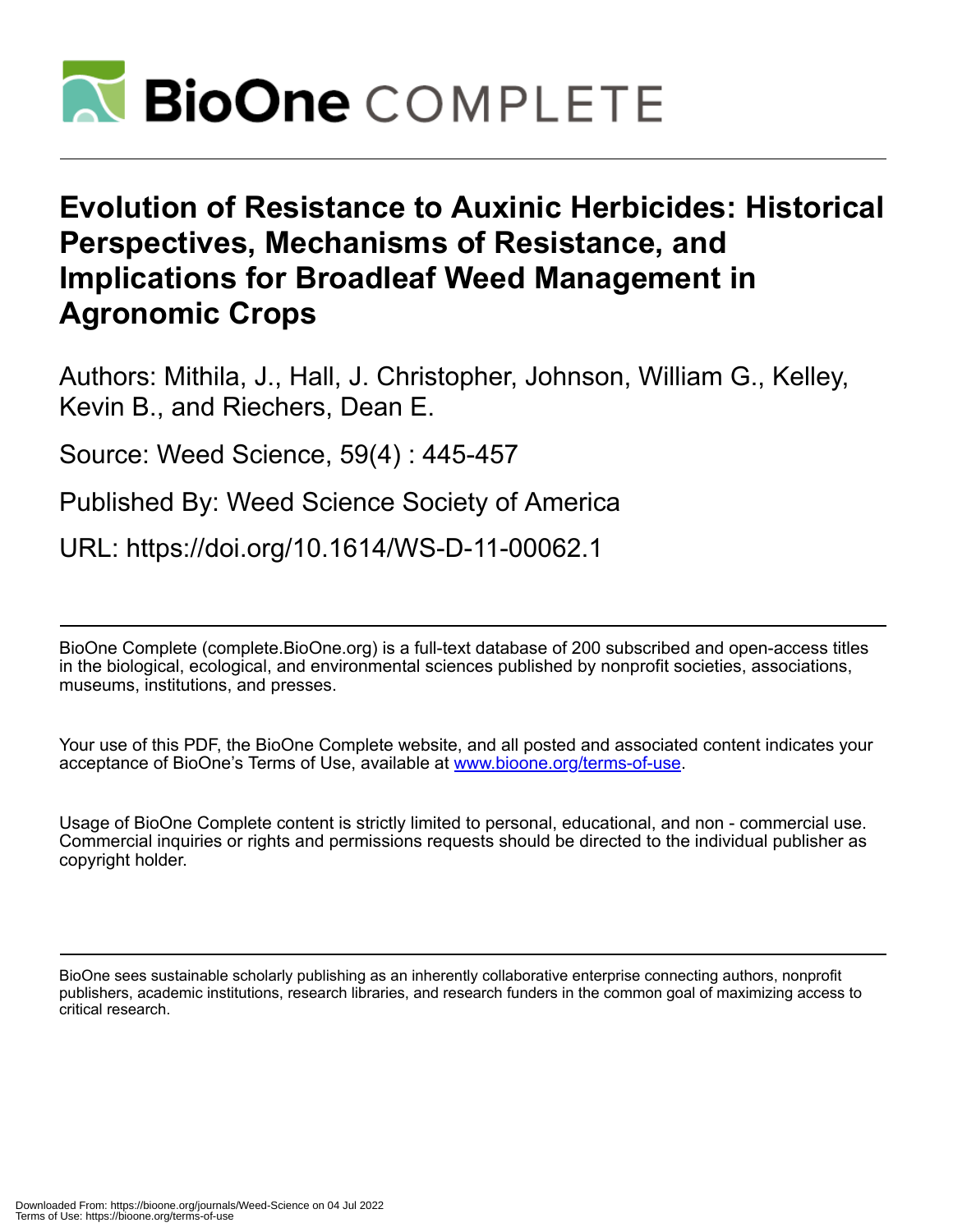# Evolution of Resistance to Auxinic Herbicides: Historical Perspectives, Mechanisms of Resistance, and Implications for Broadleaf Weed Management in Agronomic Crops

Authors: Mithila, J., Hall, J. Christopher, Johnson, William G., Kelley, Kevin B., and Riechers, Dean E.

Source: Weed Science, 59(4) : 445-457

Published By: Weed Science Society of America

URL: https://doi.org/10.1614/WS-D-11-00062.1

---

BioOne Complete (complete.BioOne.org) is a full-text database of 200 subscribed and open-access titles in the biological, ecological, and environmental sciences published by nonprofit societies, associations, museums, institutions, and presses.

Your use of this PDF, the BioOne Complete website, and all posted and associated content indicates your acceptance of BioOne's Terms of Use, available at www.bioone.org/terms-of-use.

Usage of BioOne Complete content is strictly limited to personal, educational, and non - commercial use. Commercial inquiries or rights and permissions requests should be directed to the individual publisher as copyright holder.

---

BioOne sees sustainable scholarly publishing as an inherently collaborative enterprise connecting authors, nonprofit publishers, academic institutions, research libraries, and research funders in the common goal of maximizing access to critical research.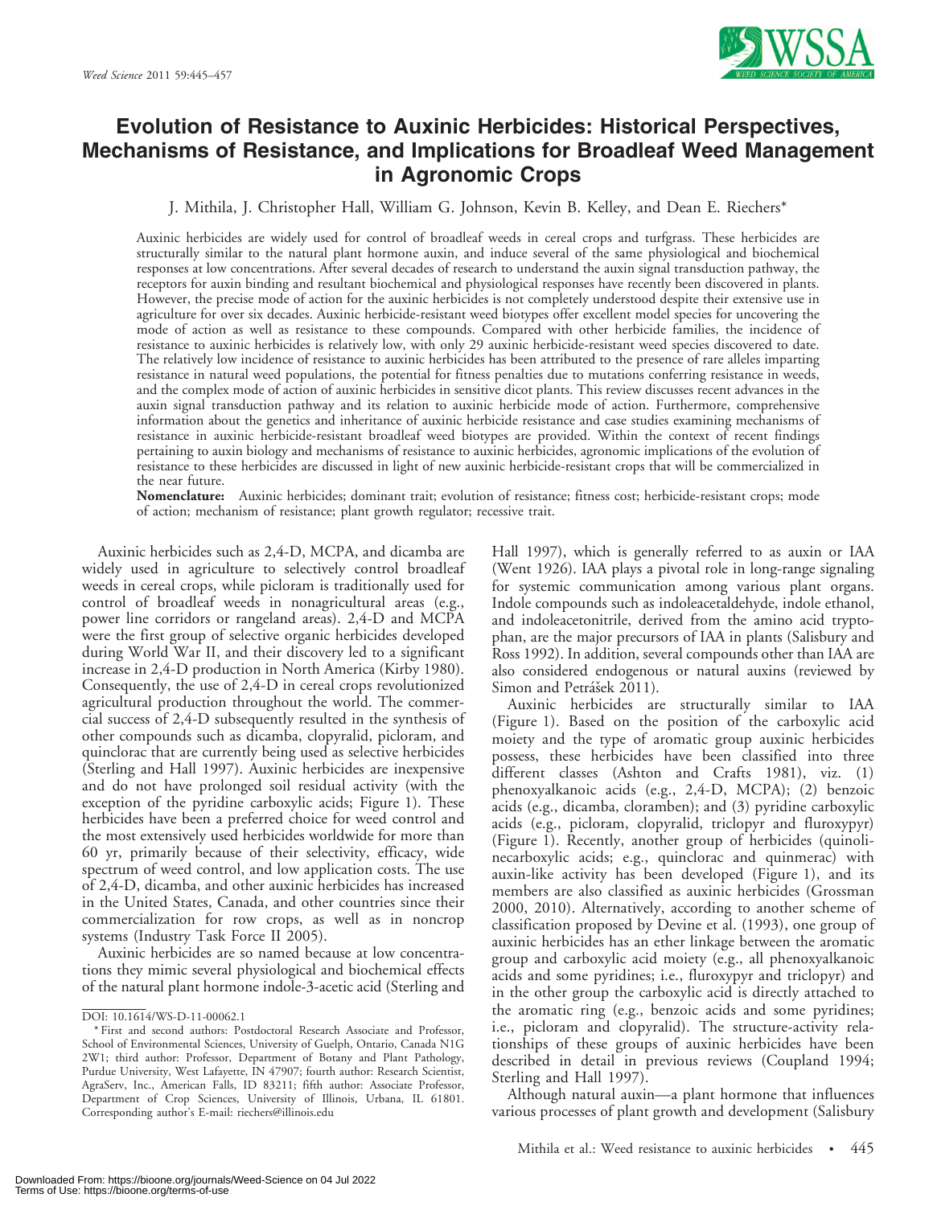# Evolution of Resistance to Auxinic Herbicides: Historical Perspectives, Mechanisms of Resistance, and Implications for Broadleaf Weed Management in Agronomic Crops

J. Mithila, J. Christopher Hall, William G. Johnson, Kevin B. Kelley, and Dean E. Riechers*

Auxinic herbicides are widely used for control of broadleaf weeds in cereal crops and turfgrass. These herbicides are structurally similar to the natural plant hormone auxin, and induce several of the same physiological and biochemical responses at low concentrations. After several decades of research to understand the auxin signal transduction pathway, the receptors for auxin binding and resultant biochemical and physiological responses have recently been discovered in plants. However, the precise mode of action for the auxinic herbicides is not completely understood despite their extensive use in agriculture for over six decades. Auxinic herbicide-resistant weed biotypes offer excellent model species for uncovering the mode of action as well as resistance to these compounds. Compared with other herbicide families, the incidence of resistance to auxinic herbicides is relatively low, with only 29 auxinic herbicide-resistant weed species discovered to date. The relatively low incidence of resistance to auxinic herbicides has been attributed to the presence of rare alleles imparting resistance in natural weed populations, the potential for fitness penalties due to mutations conferring resistance in weeds, and the complex mode of action of auxinic herbicides in sensitive dicot plants. This review discusses recent advances in the auxin signal transduction pathway and its relation to auxinic herbicide mode of action. Furthermore, comprehensive information about the genetics and inheritance of auxinic herbicide resistance and case studies examining mechanisms of resistance in auxinic herbicide-resistant broadleaf weed biotypes are provided. Within the context of recent findings pertaining to auxin biology and mechanisms of resistance to auxinic herbicides, agronomic implications of the evolution of resistance to these herbicides are discussed in light of new auxinic herbicide-resistant crops that will be commercialized in the near future.

**Nomenclature:** Auxinic herbicides; dominant trait; evolution of resistance; fitness cost; herbicide-resistant crops; mode of action; mechanism of resistance; plant growth regulator; recessive trait.

Auxinic herbicides such as 2,4-D, MCPA, and dicamba are widely used in agriculture to selectively control broadleaf weeds in cereal crops, while picloram is traditionally used for control of broadleaf weeds in nonagricultural areas (e.g., power line corridors or rangeland areas). 2,4-D and MCPA were the first group of selective organic herbicides developed during World War II, and their discovery led to a significant increase in 2,4-D production in North America (Kirby 1980). Consequently, the use of 2,4-D in cereal crops revolutionized agricultural production throughout the world. The commercial success of 2,4-D subsequently resulted in the synthesis of other compounds such as dicamba, clopyralid, picloram, and quinclorac that are currently being used as selective herbicides (Sterling and Hall 1997). Auxinic herbicides are inexpensive and do not have prolonged soil residual activity (with the exception of the pyridine carboxylic acids; Figure 1). These herbicides have been a preferred choice for weed control and the most extensively used herbicides worldwide for more than 60 yr, primarily because of their selectivity, efficacy, wide spectrum of weed control, and low application costs. The use of 2,4-D, dicamba, and other auxinic herbicides has increased in the United States, Canada, and other countries since their commercialization for row crops, as well as in noncrop systems (Industry Task Force II 2005).

Auxinic herbicides are so named because at low concentrations they mimic several physiological and biochemical effects of the natural plant hormone indole-3-acetic acid (Sterling and Hall 1997), which is generally referred to as auxin or IAA (Went 1926). IAA plays a pivotal role in long-range signaling for systemic communication among various plant organs. Indole compounds such as indoleacetaldehyde, indole ethanol, and indoleacetonitrile, derived from the amino acid tryptophan, are the major precursors of IAA in plants (Salisbury and Ross 1992). In addition, several compounds other than IAA are also considered endogenous or natural auxins (reviewed by Simon and Petrášek 2011).

Auxinic herbicides are structurally similar to IAA (Figure 1). Based on the position of the carboxylic acid moiety and the type of aromatic group auxinic herbicides possess, these herbicides have been classified into three different classes (Ashton and Crafts 1981), viz. (1) phenoxyalkanoic acids (e.g., 2,4-D, MCPA); (2) benzoic acids (e.g., dicamba, chloramben); and (3) pyridine carboxylic acids (e.g., picloram, clopyralid, triclopyr and fluroxypyr) (Figure 1). Recently, another group of herbicides (quinolinecarboxylic acids; e.g., quinclorac and quinmerac) with auxin-like activity has been developed (Figure 1), and its members are also classified as auxinic herbicides (Grossman 2000, 2010). Alternatively, according to another scheme of classification proposed by Devine et al. (1993), one group of auxinic herbicides has an ether linkage between the aromatic group and carboxylic acid moiety (e.g., all phenoxyalkanoic acids and some pyridines; i.e., fluroxypyr and triclopyr) and in the other group the carboxylic acid is directly attached to the aromatic ring (e.g., benzoic acids and some pyridines; i.e., picloram and clopyralid). The structure-activity relationships of these groups of auxinic herbicides have been described in detail in previous reviews (Coupland 1994; Sterling and Hall 1997).

Although natural auxin—a plant hormone that influences various processes of plant growth and development (Salisbury

DOI: 10.1614/WS-D-11-00062.1

\* First and second authors: Postdoctoral Research Associate and Professor, School of Environmental Sciences, University of Guelph, Ontario, Canada N1G 2W1; third author: Professor, Department of Botany and Plant Pathology, Purdue University, West Lafayette, IN 47907; fourth author: Research Scientist, AgraServ, Inc., American Falls, ID 83211; fifth author: Associate Professor, Department of Crop Sciences, University of Illinois, Urbana, IL 61801. Corresponding author's E-mail: riechers@illinois.edu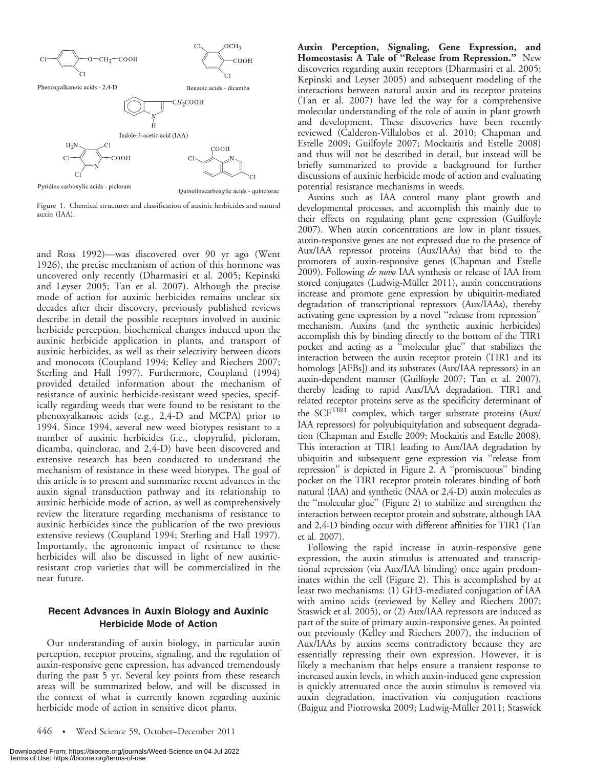Figure 1. Chemical structures and classification of auxinic herbicides and natural auxin (IAA).

and Ross 1992)—was discovered over 90 yr ago (Went 1926), the precise mechanism of action of this hormone was uncovered only recently (Dharmasiri et al. 2005; Kepinski and Leyser 2005; Tan et al. 2007). Although the precise mode of action for auxinic herbicides remains unclear six decades after their discovery, previously published reviews describe in detail the possible receptors involved in auxinic herbicide perception, biochemical changes induced upon the auxinic herbicide application in plants, and transport of auxinic herbicides, as well as their selectivity between dicots and monocots (Coupland 1994; Kelley and Riechers 2007; Sterling and Hall 1997). Furthermore, Coupland (1994) provided detailed information about the mechanism of resistance of auxinic herbicide-resistant weed species, specifically regarding weeds that were found to be resistant to the phenoxyalkanoic acids (e.g., 2,4-D and MCPA) prior to 1994. Since 1994, several new weed biotypes resistant to a number of auxinic herbicides (i.e., clopyralid, picloram, dicamba, quinclorac, and 2,4-D) have been discovered and extensive research has been conducted to understand the mechanism of resistance in these weed biotypes. The goal of this article is to present and summarize recent advances in the auxin signal transduction pathway and its relationship to auxinic herbicide mode of action, as well as comprehensively review the literature regarding mechanisms of resistance to auxinic herbicides since the publication of the two previous extensive reviews (Coupland 1994; Sterling and Hall 1997). Importantly, the agronomic impact of resistance to these herbicides will also be discussed in light of new auxinic-resistant crop varieties that will be commercialized in the near future.

## Recent Advances in Auxin Biology and Auxinic Herbicide Mode of Action

Our understanding of auxin biology, in particular auxin perception, receptor proteins, signaling, and the regulation of auxin-responsive gene expression, has advanced tremendously during the past 5 yr. Several key points from these research areas will be summarized below, and will be discussed in the context of what is currently known regarding auxinic herbicide mode of action in sensitive dicot plants.

**Auxin Perception, Signaling, Gene Expression, and Homeostasis: A Tale of "Release from Repression."** New discoveries regarding auxin receptors (Dharmasiri et al. 2005; Kepinski and Leyser 2005) and subsequent modeling of the interactions between natural auxin and its receptor proteins (Tan et al. 2007) have led the way for a comprehensive molecular understanding of the role of auxin in plant growth and development. These discoveries have been recently reviewed (Calderon-Villalobos et al. 2010; Chapman and Estelle 2009; Guilfoyle 2007; Mockaitis and Estelle 2008) and thus will not be described in detail, but instead will be briefly summarized to provide a background for further discussions of auxinic herbicide mode of action and evaluating potential resistance mechanisms in weeds.

Auxins such as IAA control many plant growth and developmental processes, and accomplish this mainly due to their effects on regulating plant gene expression (Guilfoyle 2007). When auxin concentrations are low in plant tissues, auxin-responsive genes are not expressed due to the presence of Aux/IAA repressor proteins (Aux/IAAs) that bind to the promoters of auxin-responsive genes (Chapman and Estelle 2009). Following *de novo* IAA synthesis or release of IAA from stored conjugates (Ludwig-Müller 2011), auxin concentrations increase and promote gene expression by ubiquitin-mediated degradation of transcriptional repressors (Aux/IAAs), thereby activating gene expression by a novel "release from repression" mechanism. Auxins (and the synthetic auxinic herbicides) accomplish this by binding directly to the bottom of the TIR1 pocket and acting as a "molecular glue" that stabilizes the interaction between the auxin receptor protein (TIR1 and its homologs [AFBs]) and its substrates (Aux/IAA repressors) in an auxin-dependent manner (Guilfoyle 2007; Tan et al. 2007), thereby leading to rapid Aux/IAA degradation. TIR1 and related receptor proteins serve as the specificity determinant of the $SCF^{TIR1}$ complex, which target substrate proteins (Aux/IAA repressors) for polyubiquitylation and subsequent degradation (Chapman and Estelle 2009; Mockaitis and Estelle 2008). This interaction at TIR1 leading to Aux/IAA degradation by ubiquitin and subsequent gene expression via "release from repression" is depicted in Figure 2. A "promiscuous" binding pocket on the TIR1 receptor protein tolerates binding of both natural (IAA) and synthetic (NAA or 2,4-D) auxin molecules as the "molecular glue" (Figure 2) to stabilize and strengthen the interaction between receptor protein and substrate, although IAA and 2,4-D binding occur with different affinities for TIR1 (Tan et al. 2007).

Following the rapid increase in auxin-responsive gene expression, the auxin stimulus is attenuated and transcriptional repression (via Aux/IAA binding) once again predominates within the cell (Figure 2). This is accomplished by at least two mechanisms: (1) GH3-mediated conjugation of IAA with amino acids (reviewed by Kelley and Riechers 2007; Staswick et al. 2005), or (2) Aux/IAA repressors are induced as part of the suite of primary auxin-responsive genes. As pointed out previously (Kelley and Riechers 2007), the induction of Aux/IAAs by auxins seems contradictory because they are essentially repressing their own expression. However, it is likely a mechanism that helps ensure a transient response to increased auxin levels, in which auxin-induced gene expression is quickly attenuated once the auxin stimulus is removed via auxin degradation, inactivation via conjugation reactions (Bajguz and Piotrowska 2009; Ludwig-Müller 2011; Staswick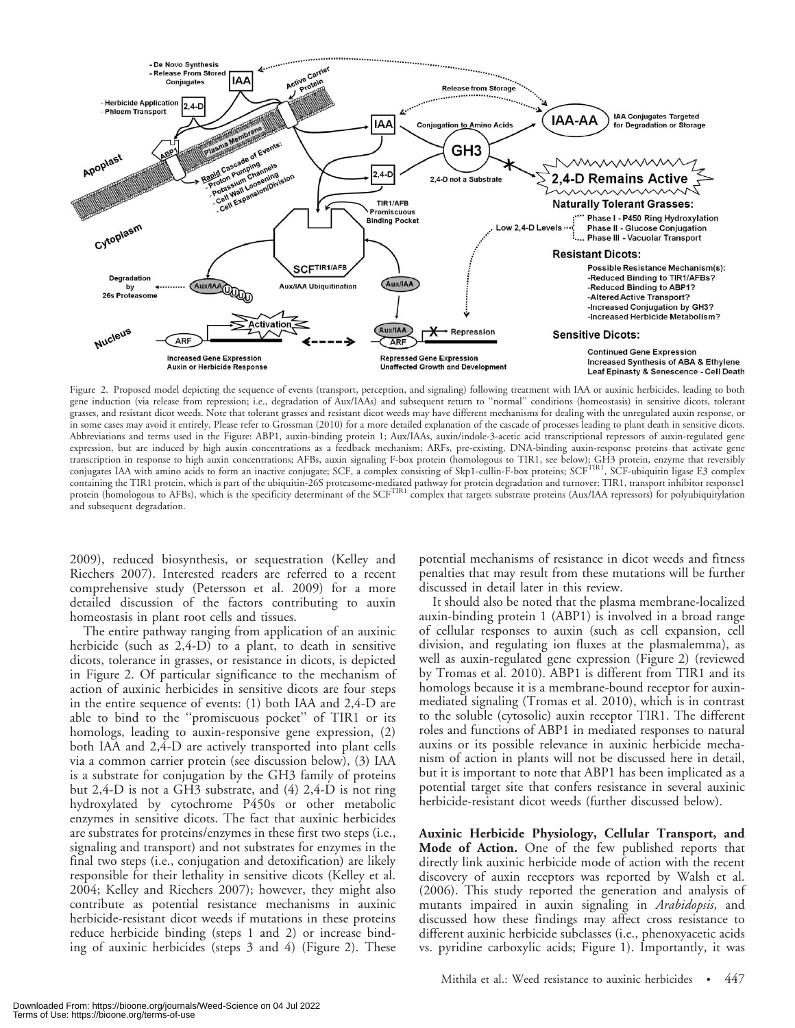Figure 2. Proposed model depicting the sequence of events (transport, perception, and signaling) following treatment with IAA or auxinic herbicides, leading to both gene induction (via release from repression; i.e., degradation of Aux/IAAs) and subsequent return to "normal" conditions (homeostasis) in sensitive dicots, tolerant grasses, and resistant dicot weeds. Note that tolerant grasses and resistant dicot weeds may have different mechanisms for dealing with the unregulated auxin response, or in some cases may avoid it entirely. Please refer to Grossman (2010) for a more detailed explanation of the cascade of processes leading to plant death in sensitive dicots. Abbreviations and terms used in the Figure: ABP1, auxin-binding protein 1; Aux/IAAs, auxin/indole-3-acetic acid transcriptional repressors of auxin-regulated gene expression, but are induced by high auxin concentrations as a feedback mechanism; ARFs, pre-existing, DNA-binding auxin-response proteins that activate gene transcription in response to high auxin concentrations; AFBs, auxin signaling F-box protein (homologous to TIR1, see below); GH3 protein, enzyme that reversibly conjugates IAA with amino acids to form an inactive conjugate; SCF, a complex consisting of Skp1-cullin-F-box proteins; SCF$^{TIR1}$, SCF-ubiquitin ligase E3 complex containing the TIR1 protein, which is part of the ubiquitin-26S proteasome-mediated pathway for protein degradation and turnover; TIR1, transport inhibitor response1 protein (homologous to AFBs), which is the specificity determinant of the SCF$^{TIR1}$ complex that targets substrate proteins (Aux/IAA repressors) for polyubiquitylation and subsequent degradation.

2009), reduced biosynthesis, or sequestration (Kelley and Riechers 2007). Interested readers are referred to a recent comprehensive study (Petersson et al. 2009) for a more detailed discussion of the factors contributing to auxin homeostasis in plant root cells and tissues.

The entire pathway ranging from application of an auxinic herbicide (such as 2,4-D) to a plant, to death in sensitive dicots, tolerance in grasses, or resistance in dicots, is depicted in Figure 2. Of particular significance to the mechanism of action of auxinic herbicides in sensitive dicots are four steps in the entire sequence of events: (1) both IAA and 2,4-D are able to bind to the "promiscuous pocket" of TIR1 or its homologs, leading to auxin-responsive gene expression, (2) both IAA and 2,4-D are actively transported into plant cells via a common carrier protein (see discussion below), (3) IAA is a substrate for conjugation by the GH3 family of proteins but 2,4-D is not a GH3 substrate, and (4) 2,4-D is not ring hydroxylated by cytochrome P450s or other metabolic enzymes in sensitive dicots. The fact that auxinic herbicides are substrates for proteins/enzymes in these first two steps (i.e., signaling and transport) and not substrates for enzymes in the final two steps (i.e., conjugation and detoxification) are likely responsible for their lethality in sensitive dicots (Kelley et al. 2004; Kelley and Riechers 2007); however, they might also contribute as potential resistance mechanisms in auxinic herbicide-resistant dicot weeds if mutations in these proteins reduce herbicide binding (steps 1 and 2) or increase binding of auxinic herbicides (steps 3 and 4) (Figure 2). These potential mechanisms of resistance in dicot weeds and fitness penalties that may result from these mutations will be further discussed in detail later in this review.

It should also be noted that the plasma membrane-localized auxin-binding protein 1 (ABP1) is involved in a broad range of cellular responses to auxin (such as cell expansion, cell division, and regulating ion fluxes at the plasmalemma), as well as auxin-regulated gene expression (Figure 2) (reviewed by Tromas et al. 2010). ABP1 is different from TIR1 and its homologs because it is a membrane-bound receptor for auxin-mediated signaling (Tromas et al. 2010), which is in contrast to the soluble (cytosolic) auxin receptor TIR1. The different roles and functions of ABP1 in mediated responses to natural auxins or its possible relevance in auxinic herbicide mechanism of action in plants will not be discussed here in detail, but it is important to note that ABP1 has been implicated as a potential target site that confers resistance in several auxinic herbicide-resistant dicot weeds (further discussed below).

**Auxinic Herbicide Physiology, Cellular Transport, and Mode of Action.** One of the few published reports that directly link auxinic herbicide mode of action with the recent discovery of auxin receptors was reported by Walsh et al. (2006). This study reported the generation and analysis of mutants impaired in auxin signaling in *Arabidopsis*, and discussed how these findings may affect cross resistance to different auxinic herbicide subclasses (i.e., phenoxyacetic acids vs. pyridine carboxylic acids; Figure 1). Importantly, it was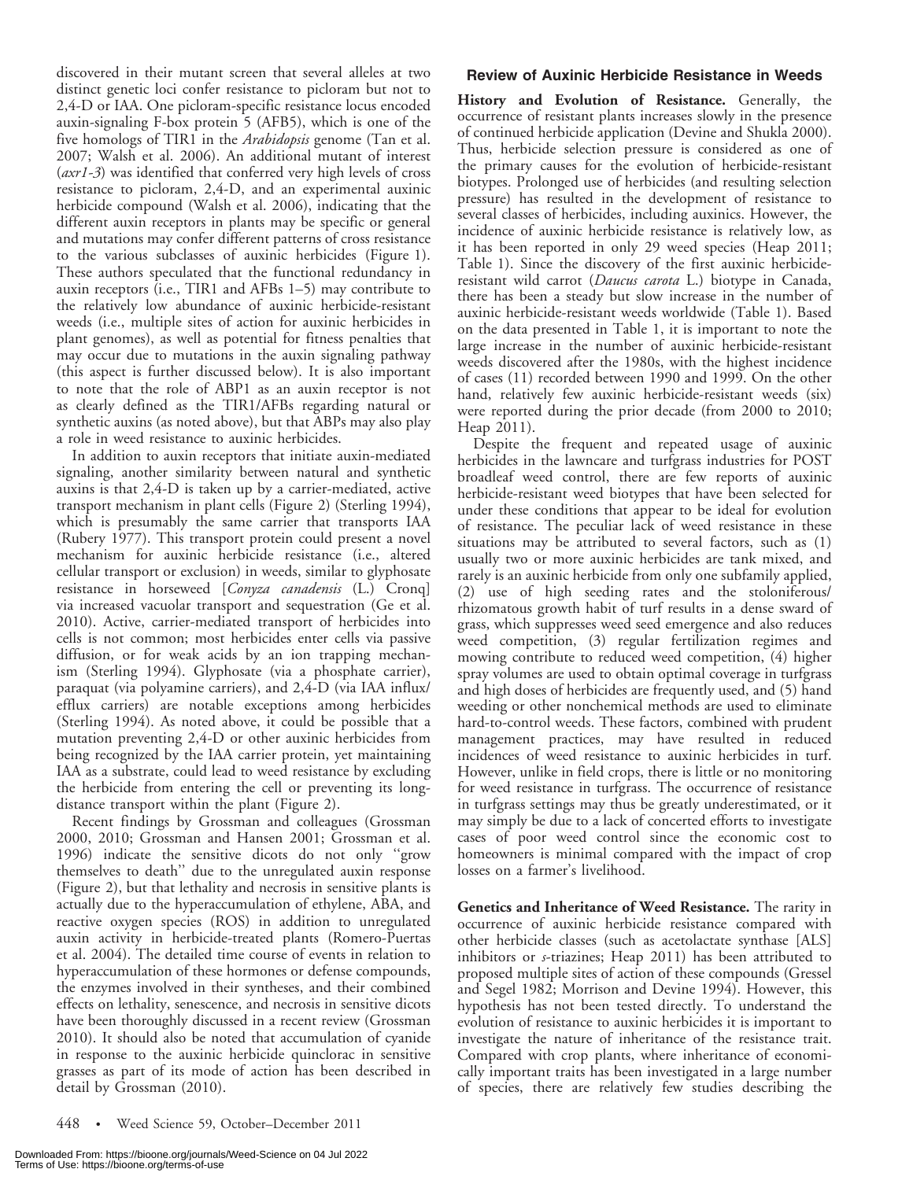discovered in their mutant screen that several alleles at two distinct genetic loci confer resistance to picloram but not to 2,4-D or IAA. One picloram-specific resistance locus encoded auxin-signaling F-box protein 5 (AFB5), which is one of the five homologs of TIR1 in the *Arabidopsis* genome (Tan et al. 2007; Walsh et al. 2006). An additional mutant of interest (*axr1-3*) was identified that conferred very high levels of cross resistance to picloram, 2,4-D, and an experimental auxinic herbicide compound (Walsh et al. 2006), indicating that the different auxin receptors in plants may be specific or general and mutations may confer different patterns of cross resistance to the various subclasses of auxinic herbicides (Figure 1). These authors speculated that the functional redundancy in auxin receptors (i.e., TIR1 and AFBs 1–5) may contribute to the relatively low abundance of auxinic herbicide-resistant weeds (i.e., multiple sites of action for auxinic herbicides in plant genomes), as well as potential for fitness penalties that may occur due to mutations in the auxin signaling pathway (this aspect is further discussed below). It is also important to note that the role of ABP1 as an auxin receptor is not as clearly defined as the TIR1/AFBs regarding natural or synthetic auxins (as noted above), but that ABPs may also play a role in weed resistance to auxinic herbicides.

In addition to auxin receptors that initiate auxin-mediated signaling, another similarity between natural and synthetic auxins is that 2,4-D is taken up by a carrier-mediated, active transport mechanism in plant cells (Figure 2) (Sterling 1994), which is presumably the same carrier that transports IAA (Rubery 1977). This transport protein could present a novel mechanism for auxinic herbicide resistance (i.e., altered cellular transport or exclusion) in weeds, similar to glyphosate resistance in horseweed [*Conyza canadensis* (L.) Cronq] via increased vacuolar transport and sequestration (Ge et al. 2010). Active, carrier-mediated transport of herbicides into cells is not common; most herbicides enter cells via passive diffusion, or for weak acids by an ion trapping mechanism (Sterling 1994). Glyphosate (via a phosphate carrier), paraquat (via polyamine carriers), and 2,4-D (via IAA influx/efflux carriers) are notable exceptions among herbicides (Sterling 1994). As noted above, it could be possible that a mutation preventing 2,4-D or other auxinic herbicides from being recognized by the IAA carrier protein, yet maintaining IAA as a substrate, could lead to weed resistance by excluding the herbicide from entering the cell or preventing its long-distance transport within the plant (Figure 2).

Recent findings by Grossman and colleagues (Grossman 2000, 2010; Grossman and Hansen 2001; Grossman et al. 1996) indicate the sensitive dicots do not only "grow themselves to death" due to the unregulated auxin response (Figure 2), but that lethality and necrosis in sensitive plants is actually due to the hyperaccumulation of ethylene, ABA, and reactive oxygen species (ROS) in addition to unregulated auxin activity in herbicide-treated plants (Romero-Puertas et al. 2004). The detailed time course of events in relation to hyperaccumulation of these hormones or defense compounds, the enzymes involved in their syntheses, and their combined effects on lethality, senescence, and necrosis in sensitive dicots have been thoroughly discussed in a recent review (Grossman 2010). It should also be noted that accumulation of cyanide in response to the auxinic herbicide quinclorac in sensitive grasses as part of its mode of action has been described in detail by Grossman (2010).

## Review of Auxinic Herbicide Resistance in Weeds

**History and Evolution of Resistance.** Generally, the occurrence of resistant plants increases slowly in the presence of continued herbicide application (Devine and Shukla 2000). Thus, herbicide selection pressure is considered as one of the primary causes for the evolution of herbicide-resistant biotypes. Prolonged use of herbicides (and resulting selection pressure) has resulted in the development of resistance to several classes of herbicides, including auxinics. However, the incidence of auxinic herbicide resistance is relatively low, as it has been reported in only 29 weed species (Heap 2011; Table 1). Since the discovery of the first auxinic herbicide-resistant wild carrot (*Daucus carota* L.) biotype in Canada, there has been a steady but slow increase in the number of auxinic herbicide-resistant weeds worldwide (Table 1). Based on the data presented in Table 1, it is important to note the large increase in the number of auxinic herbicide-resistant weeds discovered after the 1980s, with the highest incidence of cases (11) recorded between 1990 and 1999. On the other hand, relatively few auxinic herbicide-resistant weeds (six) were reported during the prior decade (from 2000 to 2010; Heap 2011).

Despite the frequent and repeated usage of auxinic herbicides in the lawncare and turfgrass industries for POST broadleaf weed control, there are few reports of auxinic herbicide-resistant weed biotypes that have been selected for under these conditions that appear to be ideal for evolution of resistance. The peculiar lack of weed resistance in these situations may be attributed to several factors, such as (1) usually two or more auxinic herbicides are tank mixed, and rarely is an auxinic herbicide from only one subfamily applied, (2) use of high seeding rates and the stoloniferous/rhizomatous growth habit of turf results in a dense sward of grass, which suppresses weed seed emergence and also reduces weed competition, (3) regular fertilization regimes and mowing contribute to reduced weed competition, (4) higher spray volumes are used to obtain optimal coverage in turfgrass and high doses of herbicides are frequently used, and (5) hand weeding or other nonchemical methods are used to eliminate hard-to-control weeds. These factors, combined with prudent management practices, may have resulted in reduced incidences of weed resistance to auxinic herbicides in turf. However, unlike in field crops, there is little or no monitoring for weed resistance in turfgrass. The occurrence of resistance in turfgrass settings may thus be greatly underestimated, or it may simply be due to a lack of concerted efforts to investigate cases of poor weed control since the economic cost to homeowners is minimal compared with the impact of crop losses on a farmer's livelihood.

**Genetics and Inheritance of Weed Resistance.** The rarity in occurrence of auxinic herbicide resistance compared with other herbicide classes (such as acetolactate synthase [ALS] inhibitors or *s*-triazines; Heap 2011) has been attributed to proposed multiple sites of action of these compounds (Gressel and Segel 1982; Morrison and Devine 1994). However, this hypothesis has not been tested directly. To understand the evolution of resistance to auxinic herbicides it is important to investigate the nature of inheritance of the resistance trait. Compared with crop plants, where inheritance of economically important traits has been investigated in a large number of species, there are relatively few studies describing the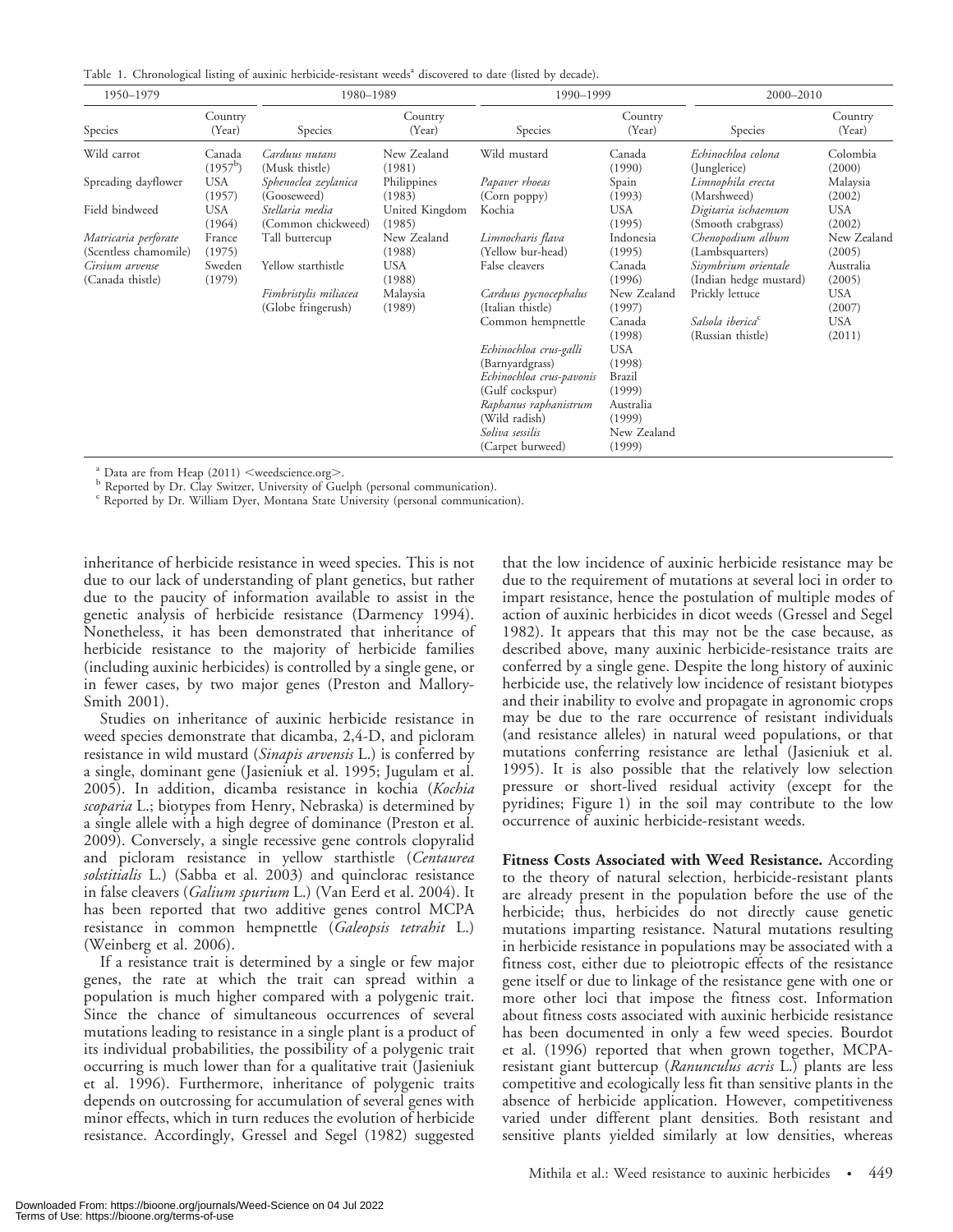Table 1. Chronological listing of auxinic herbicide-resistant weeds[a] discovered to date (listed by decade).

| 1950–1979 | | 1980–1989 | | 1990–1999 | | 2000–2010 | |
|---|---|---|---|---|---|---|---|
| Species | Country (Year) | Species | Country (Year) | Species | Country (Year) | Species | Country (Year) |
| Wild carrot | Canada (1957[b]) | *Carduus nutans* (Musk thistle) | New Zealand (1981) | Wild mustard | Canada (1990) | *Echinochloa colona* (Junglerice) | Colombia (2000) |
| Spreading dayflower | USA (1957) | *Sphenoclea zeylanica* (Gooseweed) | Philippines (1983) | *Papaver rhoeas* (Corn poppy) | Spain (1993) | *Limnophila erecta* (Marshweed) | Malaysia (2002) |
| Field bindweed | USA (1964) | *Stellaria media* (Common chickweed) | United Kingdom (1985) | Kochia | USA (1995) | *Digitaria ischaemum* (Smooth crabgrass) | USA (2002) |
| *Matricaria perforate* (Scentless chamomile) | France (1975) | Tall buttercup | New Zealand (1988) | *Limnocharis flava* (Yellow bur-head) | Indonesia (1995) | *Chenopodium album* (Lambsquarters) | New Zealand (2005) |
| *Cirsium arvense* (Canada thistle) | Sweden (1979) | Yellow starthistle | USA (1988) | False cleavers | Canada (1996) | *Sisymbrium orientale* (Indian hedge mustard) | Australia (2005) |
| | | *Fimbristylis miliacea* (Globe fringerush) | Malaysia (1989) | *Carduus pycnocephalus* (Italian thistle) | New Zealand (1997) | Prickly lettuce | USA (2007) |
| | | | | Common hempnettle | Canada (1998) | *Salsola iberica*[c] (Russian thistle) | USA (2011) |
| | | | | *Echinochloa crus-galli* (Barnyardgrass) | USA (1998) | | |
| | | | | *Echinochloa crus-pavonis* (Gulf cockspur) | Brazil (1999) | | |
| | | | | *Raphanus raphanistrum* (Wild radish) | Australia (1999) | | |
| | | | | *Soliva sessilis* (Carpet burweed) | New Zealand (1999) | | |

[a] Data are from Heap (2011) <weedscience.org>.
[b] Reported by Dr. Clay Switzer, University of Guelph (personal communication).
[c] Reported by Dr. William Dyer, Montana State University (personal communication).

inheritance of herbicide resistance in weed species. This is not due to our lack of understanding of plant genetics, but rather due to the paucity of information available to assist in the genetic analysis of herbicide resistance (Darmency 1994). Nonetheless, it has been demonstrated that inheritance of herbicide resistance to the majority of herbicide families (including auxinic herbicides) is controlled by a single gene, or in fewer cases, by two major genes (Preston and Mallory-Smith 2001).

Studies on inheritance of auxinic herbicide resistance in weed species demonstrate that dicamba, 2,4-D, and picloram resistance in wild mustard (*Sinapis arvensis* L.) is conferred by a single, dominant gene (Jasieniuk et al. 1995; Jugulam et al. 2005). In addition, dicamba resistance in kochia (*Kochia scoparia* L.; biotypes from Henry, Nebraska) is determined by a single allele with a high degree of dominance (Preston et al. 2009). Conversely, a single recessive gene controls clopyralid and picloram resistance in yellow starthistle (*Centaurea solstitialis* L.) (Sabba et al. 2003) and quinclorac resistance in false cleavers (*Galium spurium* L.) (Van Eerd et al. 2004). It has been reported that two additive genes control MCPA resistance in common hempnettle (*Galeopsis tetrahit* L.) (Weinberg et al. 2006).

If a resistance trait is determined by a single or few major genes, the rate at which the trait can spread within a population is much higher compared with a polygenic trait. Since the chance of simultaneous occurrences of several mutations leading to resistance in a single plant is a product of its individual probabilities, the possibility of a polygenic trait occurring is much lower than for a qualitative trait (Jasieniuk et al. 1996). Furthermore, inheritance of polygenic traits depends on outcrossing for accumulation of several genes with minor effects, which in turn reduces the evolution of herbicide resistance. Accordingly, Gressel and Segel (1982) suggested that the low incidence of auxinic herbicide resistance may be due to the requirement of mutations at several loci in order to impart resistance, hence the postulation of multiple modes of action of auxinic herbicides in dicot weeds (Gressel and Segel 1982). It appears that this may not be the case because, as described above, many auxinic herbicide-resistance traits are conferred by a single gene. Despite the long history of auxinic herbicide use, the relatively low incidence of resistant biotypes and their inability to evolve and propagate in agronomic crops may be due to the rare occurrence of resistant individuals (and resistance alleles) in natural weed populations, or that mutations conferring resistance are lethal (Jasieniuk et al. 1995). It is also possible that the relatively low selection pressure or short-lived residual activity (except for the pyridines; Figure 1) in the soil may contribute to the low occurrence of auxinic herbicide-resistant weeds.

**Fitness Costs Associated with Weed Resistance.** According to the theory of natural selection, herbicide-resistant plants are already present in the population before the use of the herbicide; thus, herbicides do not directly cause genetic mutations imparting resistance. Natural mutations resulting in herbicide resistance in populations may be associated with a fitness cost, either due to pleiotropic effects of the resistance gene itself or due to linkage of the resistance gene with one or more other loci that impose the fitness cost. Information about fitness costs associated with auxinic herbicide resistance has been documented in only a few weed species. Bourdot et al. (1996) reported that when grown together, MCPA-resistant giant buttercup (*Ranunculus acris* L.) plants are less competitive and ecologically less fit than sensitive plants in the absence of herbicide application. However, competitiveness varied under different plant densities. Both resistant and sensitive plants yielded similarly at low densities, whereas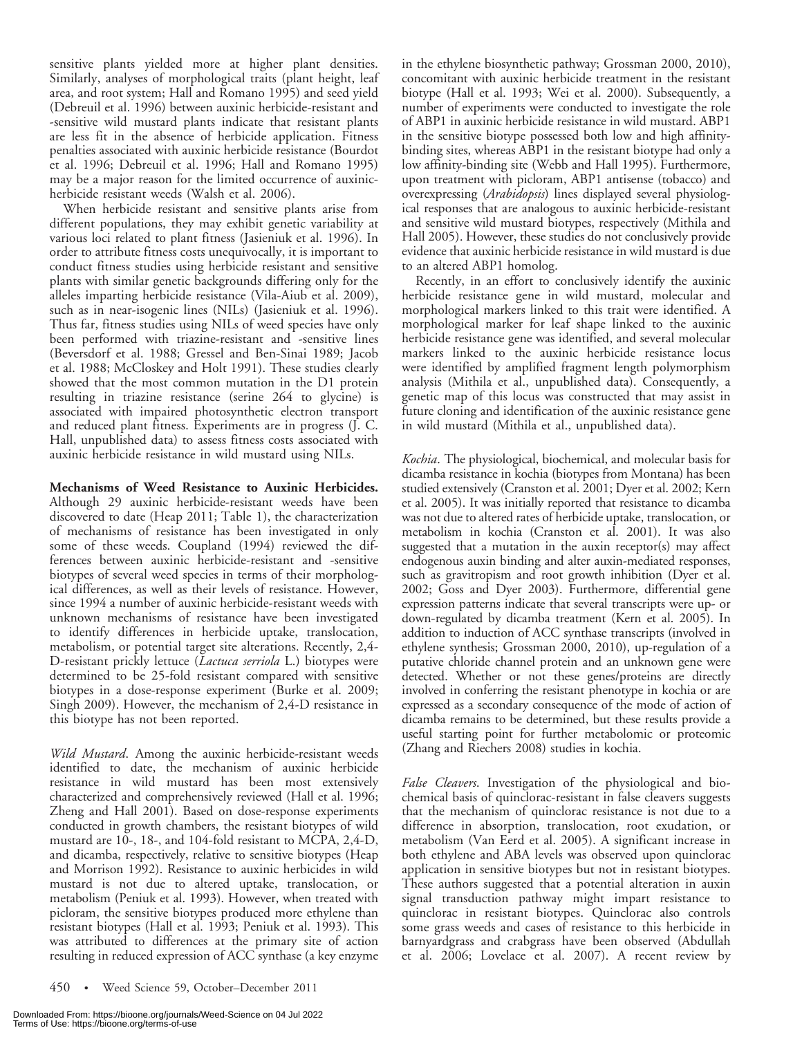sensitive plants yielded more at higher plant densities. Similarly, analyses of morphological traits (plant height, leaf area, and root system; Hall and Romano 1995) and seed yield (Debreuil et al. 1996) between auxinic herbicide-resistant and -sensitive wild mustard plants indicate that resistant plants are less fit in the absence of herbicide application. Fitness penalties associated with auxinic herbicide resistance (Bourdot et al. 1996; Debreuil et al. 1996; Hall and Romano 1995) may be a major reason for the limited occurrence of auxinic-herbicide resistant weeds (Walsh et al. 2006).

When herbicide resistant and sensitive plants arise from different populations, they may exhibit genetic variability at various loci related to plant fitness (Jasieniuk et al. 1996). In order to attribute fitness costs unequivocally, it is important to conduct fitness studies using herbicide resistant and sensitive plants with similar genetic backgrounds differing only for the alleles imparting herbicide resistance (Vila-Aiub et al. 2009), such as in near-isogenic lines (NILs) (Jasieniuk et al. 1996). Thus far, fitness studies using NILs of weed species have only been performed with triazine-resistant and -sensitive lines (Beversdorf et al. 1988; Gressel and Ben-Sinai 1989; Jacob et al. 1988; McCloskey and Holt 1991). These studies clearly showed that the most common mutation in the D1 protein resulting in triazine resistance (serine 264 to glycine) is associated with impaired photosynthetic electron transport and reduced plant fitness. Experiments are in progress (J. C. Hall, unpublished data) to assess fitness costs associated with auxinic herbicide resistance in wild mustard using NILs.

**Mechanisms of Weed Resistance to Auxinic Herbicides.** Although 29 auxinic herbicide-resistant weeds have been discovered to date (Heap 2011; Table 1), the characterization of mechanisms of resistance has been investigated in only some of these weeds. Coupland (1994) reviewed the differences between auxinic herbicide-resistant and -sensitive biotypes of several weed species in terms of their morphological differences, as well as their levels of resistance. However, since 1994 a number of auxinic herbicide-resistant weeds with unknown mechanisms of resistance have been investigated to identify differences in herbicide uptake, translocation, metabolism, or potential target site alterations. Recently, 2,4-D-resistant prickly lettuce (*Lactuca serriola* L.) biotypes were determined to be 25-fold resistant compared with sensitive biotypes in a dose-response experiment (Burke et al. 2009; Singh 2009). However, the mechanism of 2,4-D resistance in this biotype has not been reported.

*Wild Mustard*. Among the auxinic herbicide-resistant weeds identified to date, the mechanism of auxinic herbicide resistance in wild mustard has been most extensively characterized and comprehensively reviewed (Hall et al. 1996; Zheng and Hall 2001). Based on dose-response experiments conducted in growth chambers, the resistant biotypes of wild mustard are 10-, 18-, and 104-fold resistant to MCPA, 2,4-D, and dicamba, respectively, relative to sensitive biotypes (Heap and Morrison 1992). Resistance to auxinic herbicides in wild mustard is not due to altered uptake, translocation, or metabolism (Peniuk et al. 1993). However, when treated with picloram, the sensitive biotypes produced more ethylene than resistant biotypes (Hall et al. 1993; Peniuk et al. 1993). This was attributed to differences at the primary site of action resulting in reduced expression of ACC synthase (a key enzyme in the ethylene biosynthetic pathway; Grossman 2000, 2010), concomitant with auxinic herbicide treatment in the resistant biotype (Hall et al. 1993; Wei et al. 2000). Subsequently, a number of experiments were conducted to investigate the role of ABP1 in auxinic herbicide resistance in wild mustard. ABP1 in the sensitive biotype possessed both low and high affinity-binding sites, whereas ABP1 in the resistant biotype had only a low affinity-binding site (Webb and Hall 1995). Furthermore, upon treatment with picloram, ABP1 antisense (tobacco) and overexpressing (*Arabidopsis*) lines displayed several physiological responses that are analogous to auxinic herbicide-resistant and sensitive wild mustard biotypes, respectively (Mithila and Hall 2005). However, these studies do not conclusively provide evidence that auxinic herbicide resistance in wild mustard is due to an altered ABP1 homolog.

Recently, in an effort to conclusively identify the auxinic herbicide resistance gene in wild mustard, molecular and morphological markers linked to this trait were identified. A morphological marker for leaf shape linked to the auxinic herbicide resistance gene was identified, and several molecular markers linked to the auxinic herbicide resistance locus were identified by amplified fragment length polymorphism analysis (Mithila et al., unpublished data). Consequently, a genetic map of this locus was constructed that may assist in future cloning and identification of the auxinic resistance gene in wild mustard (Mithila et al., unpublished data).

*Kochia*. The physiological, biochemical, and molecular basis for dicamba resistance in kochia (biotypes from Montana) has been studied extensively (Cranston et al. 2001; Dyer et al. 2002; Kern et al. 2005). It was initially reported that resistance to dicamba was not due to altered rates of herbicide uptake, translocation, or metabolism in kochia (Cranston et al. 2001). It was also suggested that a mutation in the auxin receptor(s) may affect endogenous auxin binding and alter auxin-mediated responses, such as gravitropism and root growth inhibition (Dyer et al. 2002; Goss and Dyer 2003). Furthermore, differential gene expression patterns indicate that several transcripts were up- or down-regulated by dicamba treatment (Kern et al. 2005). In addition to induction of ACC synthase transcripts (involved in ethylene synthesis; Grossman 2000, 2010), up-regulation of a putative chloride channel protein and an unknown gene were detected. Whether or not these genes/proteins are directly involved in conferring the resistant phenotype in kochia or are expressed as a secondary consequence of the mode of action of dicamba remains to be determined, but these results provide a useful starting point for further metabolomic or proteomic (Zhang and Riechers 2008) studies in kochia.

*False Cleavers*. Investigation of the physiological and biochemical basis of quinclorac-resistant in false cleavers suggests that the mechanism of quinclorac resistance is not due to a difference in absorption, translocation, root exudation, or metabolism (Van Eerd et al. 2005). A significant increase in both ethylene and ABA levels was observed upon quinclorac application in sensitive biotypes but not in resistant biotypes. These authors suggested that a potential alteration in auxin signal transduction pathway might impart resistance to quinclorac in resistant biotypes. Quinclorac also controls some grass weeds and cases of resistance to this herbicide in barnyardgrass and crabgrass have been observed (Abdullah et al. 2006; Lovelace et al. 2007). A recent review by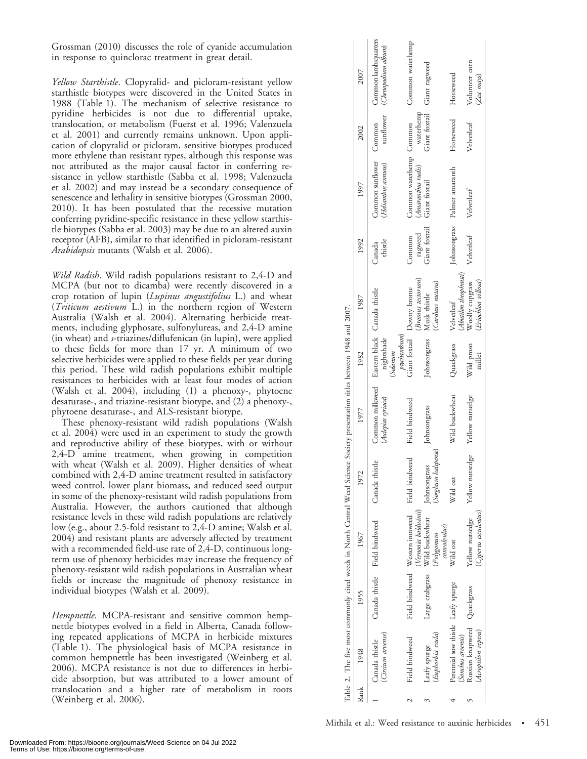Grossman (2010) discusses the role of cyanide accumulation in response to quinclorac treatment in great detail.

*Yellow Starthistle*. Clopyralid- and picloram-resistant yellow starthistle biotypes were discovered in the United States in 1988 (Table 1). The mechanism of selective resistance to pyridine herbicides is not due to differential uptake, translocation, or metabolism (Fuerst et al. 1996; Valenzuela et al. 2001) and currently remains unknown. Upon application of clopyralid or picloram, sensitive biotypes produced more ethylene than resistant types, although this response was not attributed as the major causal factor in conferring resistance in yellow starthistle (Sabba et al. 1998; Valenzuela et al. 2002) and may instead be a secondary consequence of senescence and lethality in sensitive biotypes (Grossman 2000, 2010). It has been postulated that the recessive mutation conferring pyridine-specific resistance in these yellow starthistle biotypes (Sabba et al. 2003) may be due to an altered auxin receptor (AFB), similar to that identified in picloram-resistant *Arabidopsis* mutants (Walsh et al. 2006).

*Wild Radish*. Wild radish populations resistant to 2,4-D and MCPA (but not to dicamba) were recently discovered in a crop rotation of lupin (*Lupinus angustifolius* L.) and wheat (*Triticum aestivum* L.) in the northern region of Western Australia (Walsh et al. 2004). Alternating herbicide treatments, including glyphosate, sulfonylureas, and 2,4-D amine (in wheat) and *s*-triazines/diflufenican (in lupin), were applied to these fields for more than 17 yr. A minimum of two selective herbicides were applied to these fields per year during this period. These wild radish populations exhibit multiple resistances to herbicides with at least four modes of action (Walsh et al. 2004), including (1) a phenoxy-, phytoene desaturase-, and triazine-resistant biotype, and (2) a phenoxy-, phytoene desaturase-, and ALS-resistant biotype.

These phenoxy-resistant wild radish populations (Walsh et al. 2004) were used in an experiment to study the growth and reproductive ability of these biotypes, with or without 2,4-D amine treatment, when growing in competition with wheat (Walsh et al. 2009). Higher densities of wheat combined with 2,4-D amine treatment resulted in satisfactory weed control, lower plant biomass, and reduced seed output in some of the phenoxy-resistant wild radish populations from Australia. However, the authors cautioned that although resistance levels in these wild radish populations are relatively low (e.g., about 2.5-fold resistant to 2,4-D amine; Walsh et al. 2004) and resistant plants are adversely affected by treatment with a recommended field-use rate of 2,4-D, continuous long-term use of phenoxy herbicides may increase the frequency of phenoxy-resistant wild radish populations in Australian wheat fields or increase the magnitude of phenoxy resistance in individual biotypes (Walsh et al. 2009).

*Hempnettle*. MCPA-resistant and sensitive common hempnettle biotypes evolved in a field in Alberta, Canada following repeated applications of MCPA in herbicide mixtures (Table 1). The physiological basis of MCPA resistance in common hempnettle has been investigated (Weinberg et al. 2006). MCPA resistance is not due to differences in herbicide absorption, but was attributed to a lower amount of translocation and a higher rate of metabolism in roots (Weinberg et al. 2006).

Table 2. The five most commonly cited weeds in North Central Weed Science Society presentation titles between 1948 and 2007.

| Rank | 1948 | 1955 | 1967 | 1972 | 1977 | 1982 | 1987 | 1992 | 1997 | 2002 | 2007 |
|---|---|---|---|---|---|---|---|---|---|---|---|
| 1 | Canada thistle (*Cirsium arvense*) | Canada thistle | Field bindweed | Canada thistle | Common milkweed (*Asclepias syriaca*) | Eastern black nightshade (*Solanum ptychanthum*) | Canada thistle | Canada thistle | Common sunflower (*Helianthus annuus*) | Common sunflower | Common lambsquarters (*Chenopodium album*) |
| 2 | Field bindweed | Field bindweed | Western ironweed (*Vernonia baldwinii*) | Field bindweed | Field bindweed | Giant foxtail | Downy brome (*Bromus tectorum*) | Common ragweed | Common waterhemp (*Amaranthus rudis*) | Common waterhemp | Common waterhemp |
| 3 | Leafy spurge (*Euphorbia esula*) | Large crabgrass | Wild buckwheat (*Polygonum convolvulus*) | Johnsongrass (*Sorghum halepense*) | Johnsongrass | Johnsongrass | Musk thistle (*Carduus nutans*) | Giant foxtail | Giant foxtail | Giant foxtail | Giant ragweed |
| 4 | Perennial sow thistle (*Sonchus arvensis*) | Leafy spurge | Wild oat | Wild oat | Wild buckwheat | Quackgrass | Velvetleaf (*Abutilon theophrasti*) | Johnsongrass | Palmer amaranth | Horseweed | Horseweed |
| 5 | Russian knapweed (*Acroptilon repens*) | Quackgrass | Yellow nutsedge (*Cyperus esculentus*) | Yellow nutsedge | Yellow nutsedge | Wild proso millet | Woolly cupgrass (*Eriochloa villosa*) | Velvetleaf | Velvetleaf | Velvetleaf | Volunteer corn (*Zea mays*) |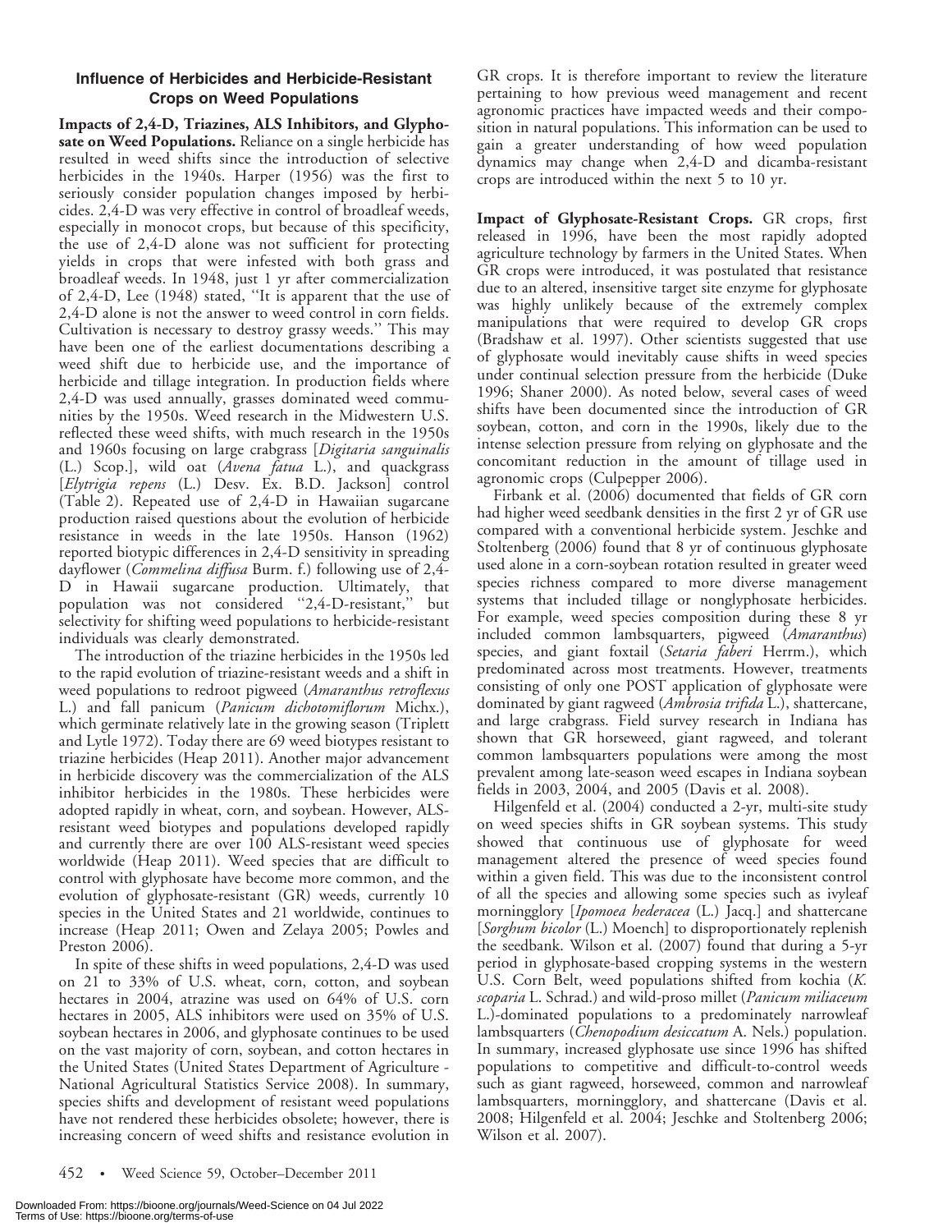### Influence of Herbicides and Herbicide-Resistant Crops on Weed Populations

**Impacts of 2,4-D, Triazines, ALS Inhibitors, and Glyphosate on Weed Populations.** Reliance on a single herbicide has resulted in weed shifts since the introduction of selective herbicides in the 1940s. Harper (1956) was the first to seriously consider population changes imposed by herbicides. 2,4-D was very effective in control of broadleaf weeds, especially in monocot crops, but because of this specificity, the use of 2,4-D alone was not sufficient for protecting yields in crops that were infested with both grass and broadleaf weeds. In 1948, just 1 yr after commercialization of 2,4-D, Lee (1948) stated, ''It is apparent that the use of 2,4-D alone is not the answer to weed control in corn fields. Cultivation is necessary to destroy grassy weeds.'' This may have been one of the earliest documentations describing a weed shift due to herbicide use, and the importance of herbicide and tillage integration. In production fields where 2,4-D was used annually, grasses dominated weed communities by the 1950s. Weed research in the Midwestern U.S. reflected these weed shifts, with much research in the 1950s and 1960s focusing on large crabgrass [*Digitaria sanguinalis* (L.) Scop.], wild oat (*Avena fatua* L.), and quackgrass [*Elytrigia repens* (L.) Desv. Ex. B.D. Jackson] control (Table 2). Repeated use of 2,4-D in Hawaiian sugarcane production raised questions about the evolution of herbicide resistance in weeds in the late 1950s. Hanson (1962) reported biotypic differences in 2,4-D sensitivity in spreading dayflower (*Commelina diffusa* Burm. f.) following use of 2,4-D in Hawaii sugarcane production. Ultimately, that population was not considered ''2,4-D-resistant,'' but selectivity for shifting weed populations to herbicide-resistant individuals was clearly demonstrated.

The introduction of the triazine herbicides in the 1950s led to the rapid evolution of triazine-resistant weeds and a shift in weed populations to redroot pigweed (*Amaranthus retroflexus* L.) and fall panicum (*Panicum dichotomiflorum* Michx.), which germinate relatively late in the growing season (Triplett and Lytle 1972). Today there are 69 weed biotypes resistant to triazine herbicides (Heap 2011). Another major advancement in herbicide discovery was the commercialization of the ALS inhibitor herbicides in the 1980s. These herbicides were adopted rapidly in wheat, corn, and soybean. However, ALS-resistant weed biotypes and populations developed rapidly and currently there are over 100 ALS-resistant weed species worldwide (Heap 2011). Weed species that are difficult to control with glyphosate have become more common, and the evolution of glyphosate-resistant (GR) weeds, currently 10 species in the United States and 21 worldwide, continues to increase (Heap 2011; Owen and Zelaya 2005; Powles and Preston 2006).

In spite of these shifts in weed populations, 2,4-D was used on 21 to 33% of U.S. wheat, corn, cotton, and soybean hectares in 2004, atrazine was used on 64% of U.S. corn hectares in 2005, ALS inhibitors were used on 35% of U.S. soybean hectares in 2006, and glyphosate continues to be used on the vast majority of corn, soybean, and cotton hectares in the United States (United States Department of Agriculture - National Agricultural Statistics Service 2008). In summary, species shifts and development of resistant weed populations have not rendered these herbicides obsolete; however, there is increasing concern of weed shifts and resistance evolution in GR crops. It is therefore important to review the literature pertaining to how previous weed management and recent agronomic practices have impacted weeds and their composition in natural populations. This information can be used to gain a greater understanding of how weed population dynamics may change when 2,4-D and dicamba-resistant crops are introduced within the next 5 to 10 yr.

**Impact of Glyphosate-Resistant Crops.** GR crops, first released in 1996, have been the most rapidly adopted agriculture technology by farmers in the United States. When GR crops were introduced, it was postulated that resistance due to an altered, insensitive target site enzyme for glyphosate was highly unlikely because of the extremely complex manipulations that were required to develop GR crops (Bradshaw et al. 1997). Other scientists suggested that use of glyphosate would inevitably cause shifts in weed species under continual selection pressure from the herbicide (Duke 1996; Shaner 2000). As noted below, several cases of weed shifts have been documented since the introduction of GR soybean, cotton, and corn in the 1990s, likely due to the intense selection pressure from relying on glyphosate and the concomitant reduction in the amount of tillage used in agronomic crops (Culpepper 2006).

Firbank et al. (2006) documented that fields of GR corn had higher weed seedbank densities in the first 2 yr of GR use compared with a conventional herbicide system. Jeschke and Stoltenberg (2006) found that 8 yr of continuous glyphosate used alone in a corn-soybean rotation resulted in greater weed species richness compared to more diverse management systems that included tillage or nonglyphosate herbicides. For example, weed species composition during these 8 yr included common lambsquarters, pigweed (*Amaranthus*) species, and giant foxtail (*Setaria faberi* Herrm.), which predominated across most treatments. However, treatments consisting of only one POST application of glyphosate were dominated by giant ragweed (*Ambrosia trifida* L.), shattercane, and large crabgrass. Field survey research in Indiana has shown that GR horseweed, giant ragweed, and tolerant common lambsquarters populations were among the most prevalent among late-season weed escapes in Indiana soybean fields in 2003, 2004, and 2005 (Davis et al. 2008).

Hilgenfeld et al. (2004) conducted a 2-yr, multi-site study on weed species shifts in GR soybean systems. This study showed that continuous use of glyphosate for weed management altered the presence of weed species found within a given field. This was due to the inconsistent control of all the species and allowing some species such as ivyleaf morningglory [*Ipomoea hederacea* (L.) Jacq.] and shattercane [*Sorghum bicolor* (L.) Moench] to disproportionately replenish the seedbank. Wilson et al. (2007) found that during a 5-yr period in glyphosate-based cropping systems in the western U.S. Corn Belt, weed populations shifted from kochia (*K. scoparia* L. Schrad.) and wild-proso millet (*Panicum miliaceum* L.)-dominated populations to a predominately narrowleaf lambsquarters (*Chenopodium desiccatum* A. Nels.) population. In summary, increased glyphosate use since 1996 has shifted populations to competitive and difficult-to-control weeds such as giant ragweed, horseweed, common and narrowleaf lambsquarters, morningglory, and shattercane (Davis et al. 2008; Hilgenfeld et al. 2004; Jeschke and Stoltenberg 2006; Wilson et al. 2007).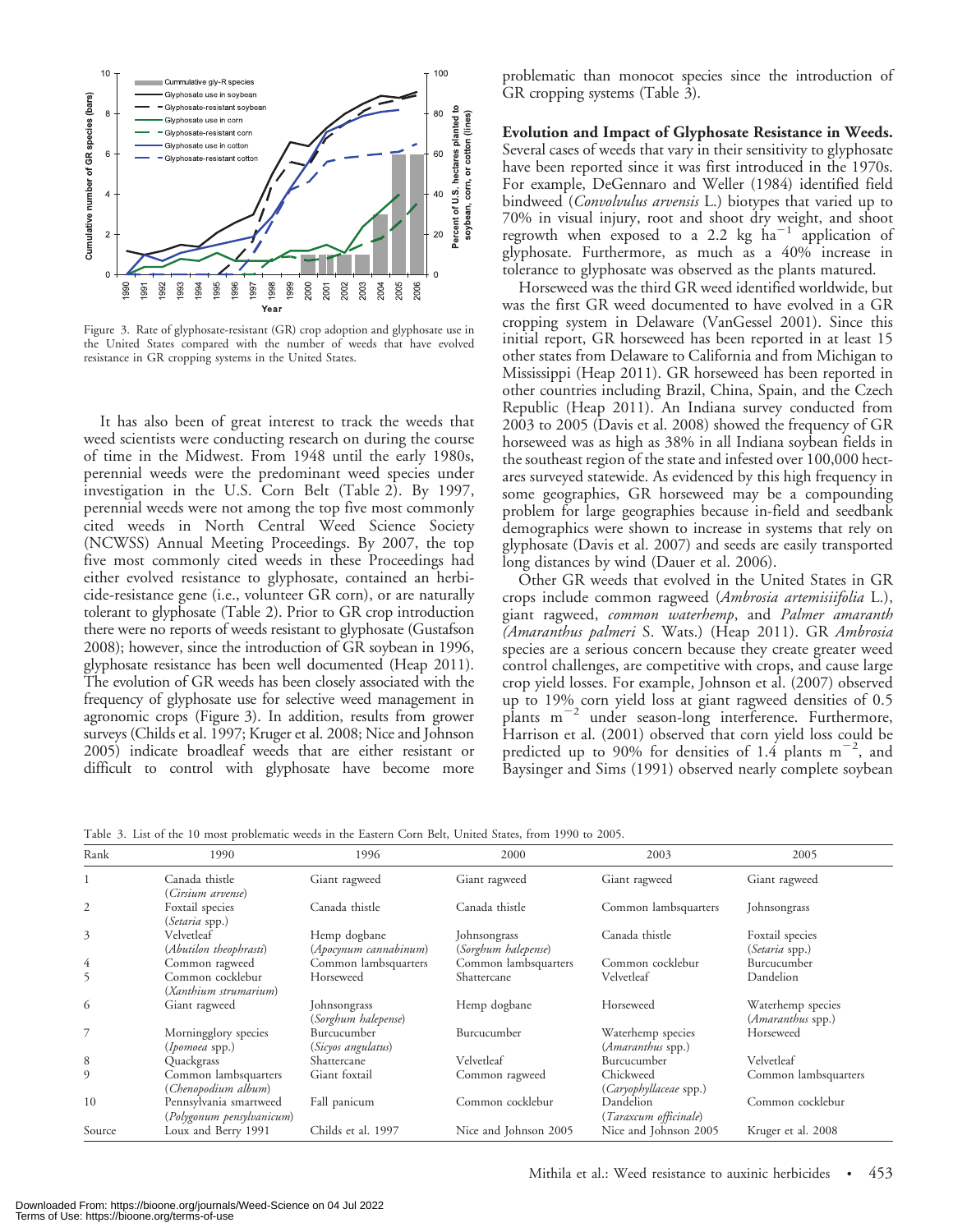Figure 3. Rate of glyphosate-resistant (GR) crop adoption and glyphosate use in the United States compared with the number of weeds that have evolved resistance in GR cropping systems in the United States.

It has also been of great interest to track the weeds that weed scientists were conducting research on during the course of time in the Midwest. From 1948 until the early 1980s, perennial weeds were the predominant weed species under investigation in the U.S. Corn Belt (Table 2). By 1997, perennial weeds were not among the top five most commonly cited weeds in North Central Weed Science Society (NCWSS) Annual Meeting Proceedings. By 2007, the top five most commonly cited weeds in these Proceedings had either evolved resistance to glyphosate, contained an herbicide-resistance gene (i.e., volunteer GR corn), or are naturally tolerant to glyphosate (Table 2). Prior to GR crop introduction there were no reports of weeds resistant to glyphosate (Gustafson 2008); however, since the introduction of GR soybean in 1996, glyphosate resistance has been well documented (Heap 2011). The evolution of GR weeds has been closely associated with the frequency of glyphosate use for selective weed management in agronomic crops (Figure 3). In addition, results from grower surveys (Childs et al. 1997; Kruger et al. 2008; Nice and Johnson 2005) indicate broadleaf weeds that are either resistant or difficult to control with glyphosate have become more problematic than monocot species since the introduction of GR cropping systems (Table 3).

**Evolution and Impact of Glyphosate Resistance in Weeds.** Several cases of weeds that vary in their sensitivity to glyphosate have been reported since it was first introduced in the 1970s. For example, DeGennaro and Weller (1984) identified field bindweed (*Convolvulus arvensis* L.) biotypes that varied up to 70% in visual injury, root and shoot dry weight, and shoot regrowth when exposed to a 2.2 kg $ha^{-1}$ application of glyphosate. Furthermore, as much as a 40% increase in tolerance to glyphosate was observed as the plants matured.

Horseweed was the third GR weed identified worldwide, but was the first GR weed documented to have evolved in a GR cropping system in Delaware (VanGessel 2001). Since this initial report, GR horseweed has been reported in at least 15 other states from Delaware to California and from Michigan to Mississippi (Heap 2011). GR horseweed has been reported in other countries including Brazil, China, Spain, and the Czech Republic (Heap 2011). An Indiana survey conducted from 2003 to 2005 (Davis et al. 2008) showed the frequency of GR horseweed was as high as 38% in all Indiana soybean fields in the southeast region of the state and infested over 100,000 hectares surveyed statewide. As evidenced by this high frequency in some geographies, GR horseweed may be a compounding problem for large geographies because in-field and seedbank demographics were shown to increase in systems that rely on glyphosate (Davis et al. 2007) and seeds are easily transported long distances by wind (Dauer et al. 2006).

Other GR weeds that evolved in the United States in GR crops include common ragweed (*Ambrosia artemisiifolia* L.), giant ragweed, *common waterhemp*, and *Palmer amaranth* (*Amaranthus palmeri* S. Wats.) (Heap 2011). GR *Ambrosia* species are a serious concern because they create greater weed control challenges, are competitive with crops, and cause large crop yield losses. For example, Johnson et al. (2007) observed up to 19% corn yield loss at giant ragweed densities of 0.5 plants $m^{-2}$ under season-long interference. Furthermore, Harrison et al. (2001) observed that corn yield loss could be predicted up to 90% for densities of 1.4 plants $m^{-2}$, and Baysinger and Sims (1991) observed nearly complete soybean

Table 3. List of the 10 most problematic weeds in the Eastern Corn Belt, United States, from 1990 to 2005.

| Rank | 1990 | 1996 | 2000 | 2003 | 2005 |
|---|---|---|---|---|---|
| 1 | Canada thistle (*Cirsium arvense*) | Giant ragweed | Giant ragweed | Giant ragweed | Giant ragweed |
| 2 | Foxtail species (*Setaria* spp.) | Canada thistle | Canada thistle | Common lambsquarters | Johnsongrass |
| 3 | Velvetleaf (*Abutilon theophrasti*) | Hemp dogbane (*Apocynum cannabinum*) | Johnsongrass (*Sorghum halepense*) | Canada thistle | Foxtail species (*Setaria* spp.) |
| 4 | Common ragweed | Common lambsquarters | Common lambsquarters | Common cocklebur | Burcucumber |
| 5 | Common cocklebur (*Xanthium strumarium*) | Horseweed | Shattercane | Velvetleaf | Dandelion |
| 6 | Giant ragweed | Johnsongrass (*Sorghum halepense*) | Hemp dogbane | Horseweed | Waterhemp species (*Amaranthus* spp.) |
| 7 | Morningglory species (*Ipomoea* spp.) | Burcucumber (*Sicyos angulatus*) | Burcucumber | Waterhemp species (*Amaranthus* spp.) | Horseweed |
| 8 | Quackgrass | Shattercane | Velvetleaf | Burcucumber | Velvetleaf |
| 9 | Common lambsquarters (*Chenopodium album*) | Giant foxtail | Common ragweed | Chickweed (*Caryophyllaceae* spp.) | Common lambsquarters |
| 10 | Pennsylvania smartweed (*Polygonum pensylvanicum*) | Fall panicum | Common cocklebur | Dandelion (*Taraxcum officinale*) | Common cocklebur |
| Source | Loux and Berry 1991 | Childs et al. 1997 | Nice and Johnson 2005 | Nice and Johnson 2005 | Kruger et al. 2008 |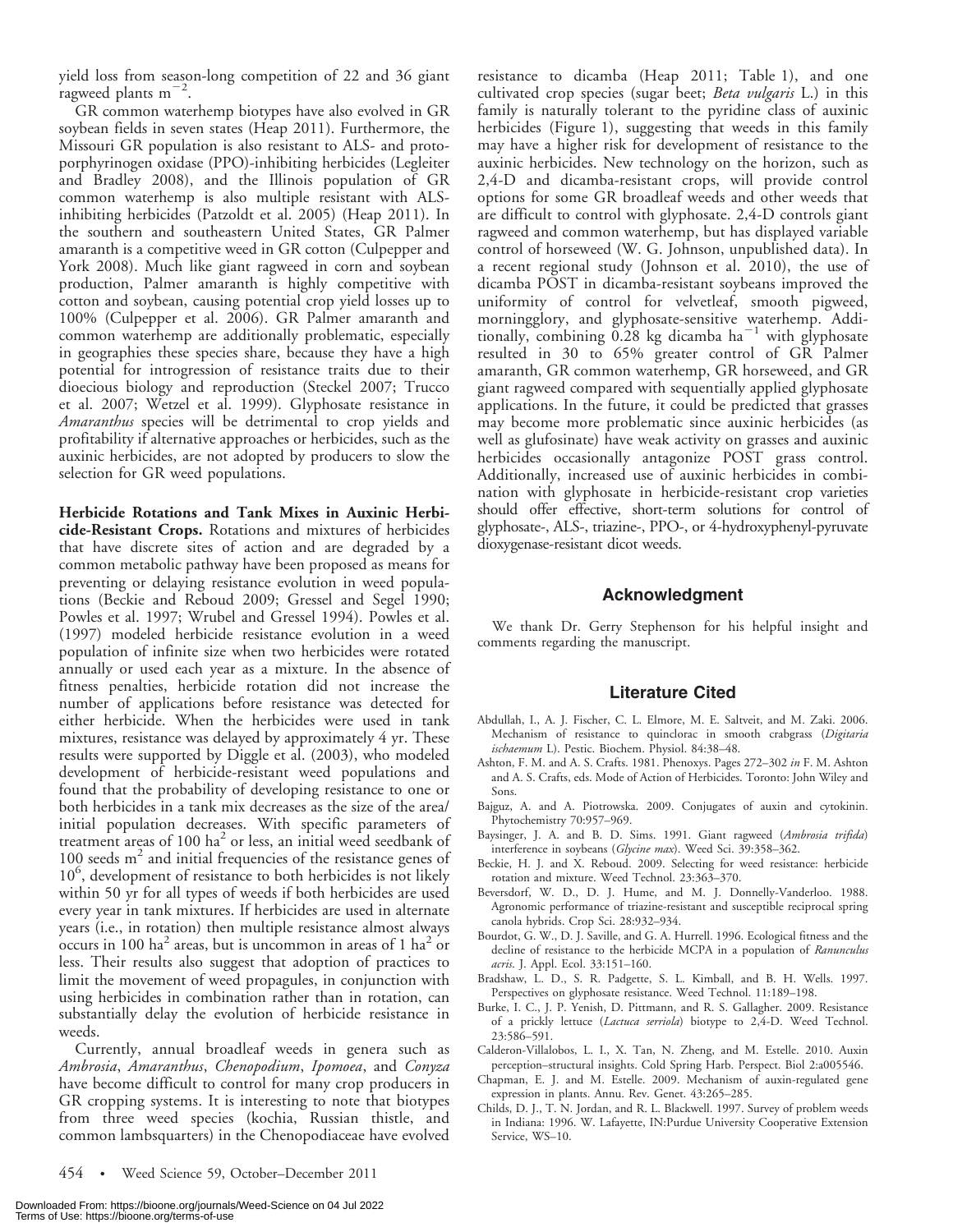yield loss from season-long competition of 22 and 36 giant ragweed plants $m^{-2}$.

GR common waterhemp biotypes have also evolved in GR soybean fields in seven states (Heap 2011). Furthermore, the Missouri GR population is also resistant to ALS- and protoporphyrinogen oxidase (PPO)-inhibiting herbicides (Legleiter and Bradley 2008), and the Illinois population of GR common waterhemp is also multiple resistant with ALS-inhibiting herbicides (Patzoldt et al. 2005) (Heap 2011). In the southern and southeastern United States, GR Palmer amaranth is a competitive weed in GR cotton (Culpepper and York 2008). Much like giant ragweed in corn and soybean production, Palmer amaranth is highly competitive with cotton and soybean, causing potential crop yield losses up to 100% (Culpepper et al. 2006). GR Palmer amaranth and common waterhemp are additionally problematic, especially in geographies these species share, because they have a high potential for introgression of resistance traits due to their dioecious biology and reproduction (Steckel 2007; Trucco et al. 2007; Wetzel et al. 1999). Glyphosate resistance in *Amaranthus* species will be detrimental to crop yields and profitability if alternative approaches or herbicides, such as the auxinic herbicides, are not adopted by producers to slow the selection for GR weed populations.

**Herbicide Rotations and Tank Mixes in Auxinic Herbicide-Resistant Crops.** Rotations and mixtures of herbicides that have discrete sites of action and are degraded by a common metabolic pathway have been proposed as means for preventing or delaying resistance evolution in weed populations (Beckie and Reboud 2009; Gressel and Segel 1990; Powles et al. 1997; Wrubel and Gressel 1994). Powles et al. (1997) modeled herbicide resistance evolution in a weed population of infinite size when two herbicides were rotated annually or used each year as a mixture. In the absence of fitness penalties, herbicide rotation did not increase the number of applications before resistance was detected for either herbicide. When the herbicides were used in tank mixtures, resistance was delayed by approximately 4 yr. These results were supported by Diggle et al. (2003), who modeled development of herbicide-resistant weed populations and found that the probability of developing resistance to one or both herbicides in a tank mix decreases as the size of the area/initial population decreases. With specific parameters of treatment areas of 100 $ha^2$ or less, an initial weed seedbank of 100 seeds $m^2$ and initial frequencies of the resistance genes of $10^6$, development of resistance to both herbicides is not likely within 50 yr for all types of weeds if both herbicides are used every year in tank mixtures. If herbicides are used in alternate years (i.e., in rotation) then multiple resistance almost always occurs in 100 $ha^2$ areas, but is uncommon in areas of 1 $ha^2$ or less. Their results also suggest that adoption of practices to limit the movement of weed propagules, in conjunction with using herbicides in combination rather than in rotation, can substantially delay the evolution of herbicide resistance in weeds.

Currently, annual broadleaf weeds in genera such as *Ambrosia*, *Amaranthus*, *Chenopodium*, *Ipomoea*, and *Conyza* have become difficult to control for many crop producers in GR cropping systems. It is interesting to note that biotypes from three weed species (kochia, Russian thistle, and common lambsquarters) in the Chenopodiaceae have evolved resistance to dicamba (Heap 2011; Table 1), and one cultivated crop species (sugar beet; *Beta vulgaris* L.) in this family is naturally tolerant to the pyridine class of auxinic herbicides (Figure 1), suggesting that weeds in this family may have a higher risk for development of resistance to the auxinic herbicides. New technology on the horizon, such as 2,4-D and dicamba-resistant crops, will provide control options for some GR broadleaf weeds and other weeds that are difficult to control with glyphosate. 2,4-D controls giant ragweed and common waterhemp, but has displayed variable control of horseweed (W. G. Johnson, unpublished data). In a recent regional study (Johnson et al. 2010), the use of dicamba POST in dicamba-resistant soybeans improved the uniformity of control for velvetleaf, smooth pigweed, morningglory, and glyphosate-sensitive waterhemp. Additionally, combining 0.28 kg dicamba $ha^{-1}$ with glyphosate resulted in 30 to 65% greater control of GR Palmer amaranth, GR common waterhemp, GR horseweed, and GR giant ragweed compared with sequentially applied glyphosate applications. In the future, it could be predicted that grasses may become more problematic since auxinic herbicides (as well as glufosinate) have weak activity on grasses and auxinic herbicides occasionally antagonize POST grass control. Additionally, increased use of auxinic herbicides in combination with glyphosate in herbicide-resistant crop varieties should offer effective, short-term solutions for control of glyphosate-, ALS-, triazine-, PPO-, or 4-hydroxyphenyl-pyruvate dioxygenase-resistant dicot weeds.

## Acknowledgment

We thank Dr. Gerry Stephenson for his helpful insight and comments regarding the manuscript.

## Literature Cited

Abdullah, I., A. J. Fischer, C. L. Elmore, M. E. Saltveit, and M. Zaki. 2006. Mechanism of resistance to quinclorac in smooth crabgrass (*Digitaria ischaemum* L). Pestic. Biochem. Physiol. 84:38–48.

Ashton, F. M. and A. S. Crafts. 1981. Phenoxys. Pages 272–302 *in* F. M. Ashton and A. S. Crafts, eds. Mode of Action of Herbicides. Toronto: John Wiley and Sons.

Bajguz, A. and A. Piotrowska. 2009. Conjugates of auxin and cytokinin. Phytochemistry 70:957–969.

Baysinger, J. A. and B. D. Sims. 1991. Giant ragweed (*Ambrosia trifida*) interference in soybeans (*Glycine max*). Weed Sci. 39:358–362.

Beckie, H. J. and X. Reboud. 2009. Selecting for weed resistance: herbicide rotation and mixture. Weed Technol. 23:363–370.

Beversdorf, W. D., D. J. Hume, and M. J. Donnelly-Vanderloo. 1988. Agronomic performance of triazine-resistant and susceptible reciprocal spring canola hybrids. Crop Sci. 28:932–934.

Bourdot, G. W., D. J. Saville, and G. A. Hurrell. 1996. Ecological fitness and the decline of resistance to the herbicide MCPA in a population of *Ranunculus acris*. J. Appl. Ecol. 33:151–160.

Bradshaw, L. D., S. R. Padgette, S. L. Kimball, and B. H. Wells. 1997. Perspectives on glyphosate resistance. Weed Technol. 11:189–198.

Burke, I. C., J. P. Yenish, D. Pittmann, and R. S. Gallagher. 2009. Resistance of a prickly lettuce (*Lactuca serriola*) biotype to 2,4-D. Weed Technol. 23:586–591.

Calderon-Villalobos, L. I., X. Tan, N. Zheng, and M. Estelle. 2010. Auxin perception–structural insights. Cold Spring Harb. Perspect. Biol 2:a005546.

Chapman, E. J. and M. Estelle. 2009. Mechanism of auxin-regulated gene expression in plants. Annu. Rev. Genet. 43:265–285.

Childs, D. J., T. N. Jordan, and R. L. Blackwell. 1997. Survey of problem weeds in Indiana: 1996. W. Lafayette, IN:Purdue University Cooperative Extension Service, WS–10.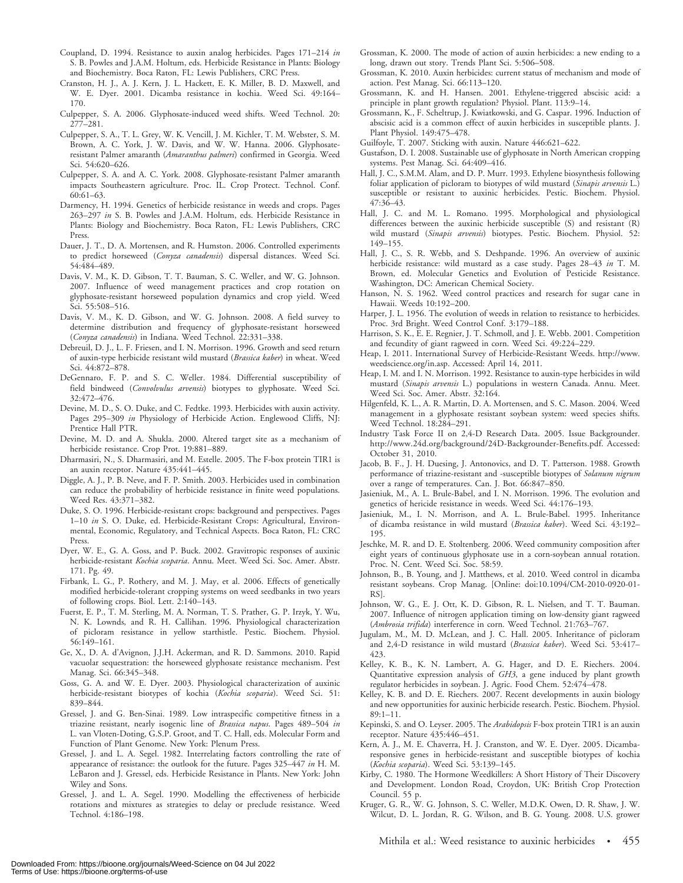Coupland, D. 1994. Resistance to auxin analog herbicides. Pages 171–214 *in* S. B. Powles and J.A.M. Holtum, eds. Herbicide Resistance in Plants: Biology and Biochemistry. Boca Raton, FL: Lewis Publishers, CRC Press.

Cranston, H. J., A. J. Kern, J. L. Hackett, E. K. Miller, B. D. Maxwell, and W. E. Dyer. 2001. Dicamba resistance in kochia. Weed Sci. 49:164–170.

Culpepper, S. A. 2006. Glyphosate-induced weed shifts. Weed Technol. 20: 277–281.

Culpepper, S. A., T. L. Grey, W. K. Vencill, J. M. Kichler, T. M. Webster, S. M. Brown, A. C. York, J. W. Davis, and W. W. Hanna. 2006. Glyphosate-resistant Palmer amaranth (*Amaranthus palmeri*) confirmed in Georgia. Weed Sci. 54:620–626.

Culpepper, S. A. and A. C. York. 2008. Glyphosate-resistant Palmer amaranth impacts Southeastern agriculture. Proc. IL. Crop Protect. Technol. Conf. 60:61–63.

Darmency, H. 1994. Genetics of herbicide resistance in weeds and crops. Pages 263–297 *in* S. B. Powles and J.A.M. Holtum, eds. Herbicide Resistance in Plants: Biology and Biochemistry. Boca Raton, FL: Lewis Publishers, CRC Press.

Dauer, J. T., D. A. Mortensen, and R. Humston. 2006. Controlled experiments to predict horseweed (*Conyza canadensis*) dispersal distances. Weed Sci. 54:484–489.

Davis, V. M., K. D. Gibson, T. T. Bauman, S. C. Weller, and W. G. Johnson. 2007. Influence of weed management practices and crop rotation on glyphosate-resistant horseweed population dynamics and crop yield. Weed Sci. 55:508–516.

Davis, V. M., K. D. Gibson, and W. G. Johnson. 2008. A field survey to determine distribution and frequency of glyphosate-resistant horseweed (*Conyza canadensis*) in Indiana. Weed Technol. 22:331–338.

Debreuil, D. J., L. F. Friesen, and I. N. Morrison. 1996. Growth and seed return of auxin-type herbicide resistant wild mustard (*Brassica kaber*) in wheat. Weed Sci. 44:872–878.

DeGennaro, F. P. and S. C. Weller. 1984. Differential susceptibility of field bindweed (*Convolvulus arvensis*) biotypes to glyphosate. Weed Sci. 32:472–476.

Devine, M. D., S. O. Duke, and C. Fedtke. 1993. Herbicides with auxin activity. Pages 295–309 *in* Physiology of Herbicide Action. Englewood Cliffs, NJ: Prentice Hall PTR.

Devine, M. D. and A. Shukla. 2000. Altered target site as a mechanism of herbicide resistance. Crop Prot. 19:881–889.

Dharmasiri, N., S. Dharmasiri, and M. Estelle. 2005. The F-box protein TIR1 is an auxin receptor. Nature 435:441–445.

Diggle, A. J., P. B. Neve, and F. P. Smith. 2003. Herbicides used in combination can reduce the probability of herbicide resistance in finite weed populations. Weed Res. 43:371–382.

Duke, S. O. 1996. Herbicide-resistant crops: background and perspectives. Pages 1–10 *in* S. O. Duke, ed. Herbicide-Resistant Crops: Agricultural, Environmental, Economic, Regulatory, and Technical Aspects. Boca Raton, FL: CRC Press.

Dyer, W. E., G. A. Goss, and P. Buck. 2002. Gravitropic responses of auxinic herbicide-resistant *Kochia scoparia*. Annu. Meet. Weed Sci. Soc. Amer. Abstr. 171. Pg. 49.

Firbank, L. G., P. Rothery, and M. J. May, et al. 2006. Effects of genetically modified herbicide-tolerant cropping systems on weed seedbanks in two years of following crops. Biol. Lett. 2:140–143.

Fuerst, E. P., T. M. Sterling, M. A. Norman, T. S. Prather, G. P. Irzyk, Y. Wu, N. K. Lownds, and R. H. Callihan. 1996. Physiological characterization of picloram resistance in yellow starthistle. Pestic. Biochem. Physiol. 56:149–161.

Ge, X., D. A. d'Avignon, J.J.H. Ackerman, and R. D. Sammons. 2010. Rapid vacuolar sequestration: the horseweed glyphosate resistance mechanism. Pest Manag. Sci. 66:345–348.

Goss, G. A. and W. E. Dyer. 2003. Physiological characterization of auxinic herbicide-resistant biotypes of kochia (*Kochia scoparia*). Weed Sci. 51: 839–844.

Gressel, J. and G. Ben-Sinai. 1989. Low intraspecific competitive fitness in a triazine resistant, nearly isogenic line of *Brassica napus*. Pages 489–504 *in* L. van Vloten-Doting, G.S.P. Groot, and T. C. Hall, eds. Molecular Form and Function of Plant Genome. New York: Plenum Press.

Gressel, J. and L. A. Segel. 1982. Interrelating factors controlling the rate of appearance of resistance: the outlook for the future. Pages 325–447 *in* H. M. LeBaron and J. Gressel, eds. Herbicide Resistance in Plants. New York: John Wiley and Sons.

Gressel, J. and L. A. Segel. 1990. Modelling the effectiveness of herbicide rotations and mixtures as strategies to delay or preclude resistance. Weed Technol. 4:186–198.

Grossman, K. 2000. The mode of action of auxin herbicides: a new ending to a long, drawn out story. Trends Plant Sci. 5:506–508.

Grossman, K. 2010. Auxin herbicides: current status of mechanism and mode of action. Pest Manag. Sci. 66:113–120.

Grossmann, K. and H. Hansen. 2001. Ethylene-triggered abscisic acid: a principle in plant growth regulation? Physiol. Plant. 113:9–14.

Grossmann, K., F. Scheltrup, J. Kwiatkowski, and G. Caspar. 1996. Induction of abscisic acid is a common effect of auxin herbicides in susceptible plants. J. Plant Physiol. 149:475–478.

Guilfoyle, T. 2007. Sticking with auxin. Nature 446:621–622.

Gustafson, D. I. 2008. Sustainable use of glyphosate in North American cropping systems. Pest Manag. Sci. 64:409–416.

Hall, J. C., S.M.M. Alam, and D. P. Murr. 1993. Ethylene biosynthesis following foliar application of picloram to biotypes of wild mustard (*Sinapis arvensis* L.) susceptible or resistant to auxinic herbicides. Pestic. Biochem. Physiol. 47:36–43.

Hall, J. C. and M. L. Romano. 1995. Morphological and physiological differences between the auxinic herbicide susceptible (S) and resistant (R) wild mustard (*Sinapis arvensis*) biotypes. Pestic. Biochem. Physiol. 52: 149–155.

Hall, J. C., S. R. Webb, and S. Deshpande. 1996. An overview of auxinic herbicide resistance: wild mustard as a case study. Pages 28–43 *in* T. M. Brown, ed. Molecular Genetics and Evolution of Pesticide Resistance. Washington, DC: American Chemical Society.

Hanson, N. S. 1962. Weed control practices and research for sugar cane in Hawaii. Weeds 10:192–200.

Harper, J. L. 1956. The evolution of weeds in relation to resistance to herbicides. Proc. 3rd Bright. Weed Control Conf. 3:179–188.

Harrison, S. K., E. E. Regnier, J. T. Schmoll, and J. E. Webb. 2001. Competition and fecundity of giant ragweed in corn. Weed Sci. 49:224–229.

Heap, I. 2011. International Survey of Herbicide-Resistant Weeds. http://www.weedscience.org/in.asp. Accessed: April 14, 2011.

Heap, I. M. and I. N. Morrison. 1992. Resistance to auxin-type herbicides in wild mustard (*Sinapis arvensis* L.) populations in western Canada. Annu. Meet. Weed Sci. Soc. Amer. Abstr. 32:164.

Hilgenfeld, K. L., A. R. Martin, D. A. Mortensen, and S. C. Mason. 2004. Weed management in a glyphosate resistant soybean system: weed species shifts. Weed Technol. 18:284–291.

Industry Task Force II on 2,4-D Research Data. 2005. Issue Backgrounder. http://www.24d.org/background/24D-Backgrounder-Benefits.pdf. Accessed: October 31, 2010.

Jacob, B. F., J. H. Duesing, J. Antonovics, and D. T. Patterson. 1988. Growth performance of triazine-resistant and -susceptible biotypes of *Solanum nigrum* over a range of temperatures. Can. J. Bot. 66:847–850.

Jasieniuk, M., A. L. Brule-Babel, and I. N. Morrison. 1996. The evolution and genetics of hericide resistance in weeds. Weed Sci. 44:176–193.

Jasieniuk, M., I. N. Morrison, and A. L. Brule-Babel. 1995. Inheritance of dicamba resistance in wild mustard (*Brassica kaber*). Weed Sci. 43:192–195.

Jeschke, M. R. and D. E. Stoltenberg. 2006. Weed community composition after eight years of continuous glyphosate use in a corn-soybean annual rotation. Proc. N. Cent. Weed Sci. Soc. 58:59.

Johnson, B., B. Young, and J. Matthews, et al. 2010. Weed control in dicamba resistant soybeans. Crop Manag. [Online: doi:10.1094/CM-2010-0920-01-RS].

Johnson, W. G., E. J. Ott, K. D. Gibson, R. L. Nielsen, and T. T. Bauman. 2007. Influence of nitrogen application timing on low-density giant ragweed (*Ambrosia trifida*) interference in corn. Weed Technol. 21:763–767.

Jugulam, M., M. D. McLean, and J. C. Hall. 2005. Inheritance of picloram and 2,4-D resistance in wild mustard (*Brassica kaber*). Weed Sci. 53:417–423.

Kelley, K. B., K. N. Lambert, A. G. Hager, and D. E. Riechers. 2004. Quantitative expression analysis of *GH3*, a gene induced by plant growth regulator herbicides in soybean. J. Agric. Food Chem. 52:474–478.

Kelley, K. B. and D. E. Riechers. 2007. Recent developments in auxin biology and new opportunities for auxinic herbicide research. Pestic. Biochem. Physiol. 89:1–11.

Kepinski, S. and O. Leyser. 2005. The *Arabidopsis* F-box protein TIR1 is an auxin receptor. Nature 435:446–451.

Kern, A. J., M. E. Chaverra, H. J. Cranston, and W. E. Dyer. 2005. Dicamba-responsive genes in herbicide-resistant and susceptible biotypes of kochia (*Kochia scoparia*). Weed Sci. 53:139–145.

Kirby, C. 1980. The Hormone Weedkillers: A Short History of Their Discovery and Development. London Road, Croydon, UK: British Crop Protection Council. 55 p.

Kruger, G. R., W. G. Johnson, S. C. Weller, M.D.K. Owen, D. R. Shaw, J. W. Wilcut, D. L. Jordan, R. G. Wilson, and B. G. Young. 2008. U.S. grower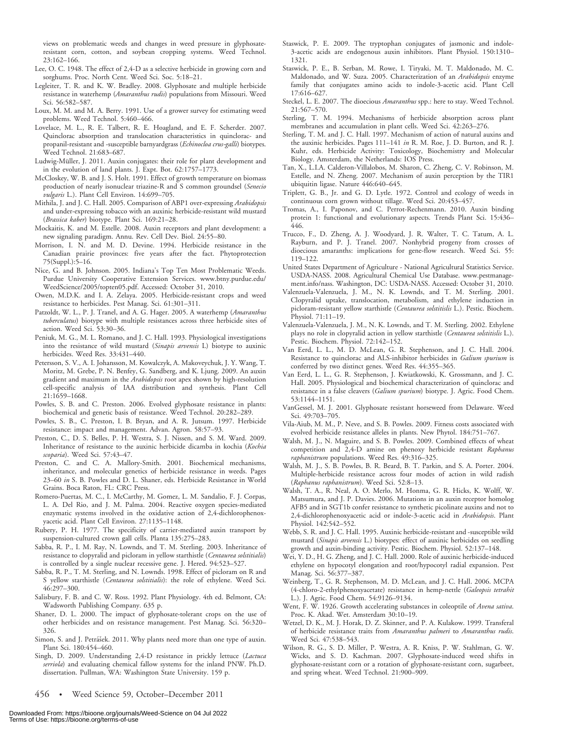views on problematic weeds and changes in weed pressure in glyphosate-resistant corn, cotton, and soybean cropping systems. Weed Technol. 23:162–166.

Lee, O. C. 1948. The effect of 2,4-D as a selective herbicide in growing corn and sorghums. Proc. North Cent. Weed Sci. Soc. 5:18–21.

Legleiter, T. R. and K. W. Bradley. 2008. Glyphosate and multiple herbicide resistance in waterhemp (*Amaranthus rudis*) populations from Missouri. Weed Sci. 56:582–587.

Loux, M. M. and M. A. Berry. 1991. Use of a grower survey for estimating weed problems. Weed Technol. 5:460–466.

Lovelace, M. L., R. E. Talbert, R. E. Hoagland, and E. F. Scherder. 2007. Quinclorac absorption and translocation characteristics in quinclorac- and propanil-resistant and -susceptible barnyardgrass (*Echinocloa crus-galli*) biotypes. Weed Technol. 21:683–687.

Ludwig-Müller, J. 2011. Auxin conjugates: their role for plant development and in the evolution of land plants. J. Expt. Bot. 62:1757–1773.

McCloskey, W. B. and J. S. Holt. 1991. Effect of growth temperature on biomass production of nearly isonuclear triazine-R and S common groundsel (*Senecio vulgaris* L.). Plant Cell Environ. 14:699–705.

Mithila, J. and J. C. Hall. 2005. Comparison of ABP1 over-expressing *Arabidopsis* and under-expressing tobacco with an auxinic herbicide-resistant wild mustard (*Brassica kaber*) biotype. Plant Sci. 169:21–28.

Mockaitis, K. and M. Estelle. 2008. Auxin receptors and plant development: a new signaling paradigm. Annu. Rev. Cell Dev. Biol. 24:55–80.

Morrison, I. N. and M. D. Devine. 1994. Herbicide resistance in the Canadian prairie provinces: five years after the fact. Phytoprotection 75(Suppl.):5–16.

Nice, G. and B. Johnson. 2005. Indiana's Top Ten Most Problematic Weeds. Purdue University Cooperative Extension Services. www.btny.purdue.edu/WeedScience/2005/topten05.pdf. Accessed: October 31, 2010.

Owen, M.D.K. and I. A. Zelaya. 2005. Herbicide-resistant crops and weed resistance to herbicides. Pest Manag. Sci. 61:301–311.

Patzoldt, W. L., P. J. Tranel, and A. G. Hager. 2005. A waterhemp (*Amaranthus tuberculatus*) biotype with multiple resistances across three herbicide sites of action. Weed Sci. 53:30–36.

Peniuk, M. G., M. L. Romano, and J. C. Hall. 1993. Physiological investigations into the resistance of wild mustard (*Sinapis arvensis* L) biotype to auxinic herbicides. Weed Res. 33:431–440.

Petersson, S. V., A. I. Johansson, M. Kowalczyk, A. Makoveychuk, J. Y. Wang, T. Moritz, M. Grebe, P. N. Benfey, G. Sandberg, and K. Ljung. 2009. An auxin gradient and maximum in the *Arabidopsis* root apex shown by high-resolution cell-specific analysis of IAA distribution and synthesis. Plant Cell 21:1659–1668.

Powles, S. B. and C. Preston. 2006. Evolved glyphosate resistance in plants: biochemical and genetic basis of resistance. Weed Technol. 20:282–289.

Powles, S. B., C. Preston, I. B. Bryan, and A. R. Jutsum. 1997. Herbicide resistance: impact and management. Advan. Agron. 58:57–93.

Preston, C., D. S. Belles, P. H. Westra, S. J. Nissen, and S. M. Ward. 2009. Inheritance of resistance to the auxinic herbicide dicamba in kochia (*Kochia scoparia*). Weed Sci. 57:43–47.

Preston, C. and C. A. Mallory-Smith. 2001. Biochemical mechanisms, inheritance, and molecular genetics of herbicide resistance in weeds. Pages 23–60 *in* S. B. Powles and D. L. Shaner, eds. Herbicide Resistance in World Grains. Boca Raton, FL: CRC Press.

Romero-Puertas, M. C., I. McCarthy, M. Gomez, L. M. Sandalio, F. J. Corpas, L. A. Del Rio, and J. M. Palma. 2004. Reactive oxygen species-mediated enzymatic systems involved in the oxidative action of 2,4-dichlorophenoxyacetic acid. Plant Cell Environ. 27:1135–1148.

Rubery, P. H. 1977. The specificity of carrier-mediated auxin transport by suspension-cultured crown gall cells. Planta 135:275–283.

Sabba, R. P., I. M. Ray, N. Lownds, and T. M. Sterling. 2003. Inheritance of resistance to clopyralid and picloram in yellow starthistle (*Centaurea solstitialis*) is controlled by a single nuclear recessive gene. J. Hered. 94:523–527.

Sabba, R. P., T. M. Sterling, and N. Lownds. 1998. Effect of picloram on R and S yellow starthistle (*Centaurea solstitialis*): the role of ethylene. Weed Sci. 46:297–300.

Salisbury, F. B. and C. W. Ross. 1992. Plant Physiology. 4th ed. Belmont, CA: Wadsworth Publishing Company. 635 p.

Shaner, D. L. 2000. The impact of glyphosate-tolerant crops on the use of other herbicides and on resistance management. Pest Manag. Sci. 56:320–326.

Simon, S. and J. Petrášek. 2011. Why plants need more than one type of auxin. Plant Sci. 180:454–460.

Singh, D. 2009. Understanding 2,4-D resistance in prickly lettuce (*Lactuca serriola*) and evaluating chemical fallow systems for the inland PNW. Ph.D. dissertation. Pullman, WA: Washington State University. 159 p.

Staswick, P. E. 2009. The tryptophan conjugates of jasmonic and indole-3-acetic acids are endogenous auxin inhibitors. Plant Physiol. 150:1310–1321.

Staswick, P. E., B. Serban, M. Rowe, I. Tiryaki, M. T. Maldonado, M. C. Maldonado, and W. Suza. 2005. Characterization of an *Arabidopsis* enzyme family that conjugates amino acids to indole-3-acetic acid. Plant Cell 17:616–627.

Steckel, L. E. 2007. The dioecious *Amaranthus* spp.: here to stay. Weed Technol. 21:567–570.

Sterling, T. M. 1994. Mechanisms of herbicide absorption across plant membranes and accumulation in plant cells. Weed Sci. 42:263–276.

Sterling, T. M. and J. C. Hall. 1997. Mechanism of action of natural auxins and the auxinic herbicides. Pages 111–141 *in* R. M. Roe, J. D. Burton, and R. J. Kuhr, eds. Herbicide Activity: Toxicology, Biochemistry and Molecular Biology. Amsterdam, the Netherlands: IOS Press.

Tan, X., L.I.A. Calderon-Villalobos, M. Sharon, C. Zheng, C. V. Robinson, M. Estelle, and N. Zheng. 2007. Mechanism of auxin perception by the TIR1 ubiquitin ligase. Nature 446:640–645.

Triplett, G. B., Jr. and G. D. Lytle. 1972. Control and ecology of weeds in continuous corn grown without tillage. Weed Sci. 20:453–457.

Tromas, A., I. Paponov, and C. Perrot-Rechenmann. 2010. Auxin binding protein 1: functional and evolutionary aspects. Trends Plant Sci. 15:436–446.

Trucco, F., D. Zheng, A. J. Woodyard, J. R. Walter, T. C. Tatum, A. L. Rayburn, and P. J. Tranel. 2007. Nonhybrid progeny from crosses of dioecious amaranths: implications for gene-flow research. Weed Sci. 55: 119–122.

United States Department of Agriculture - National Agricultural Statistics Service. USDA-NASS. 2008. Agricultural Chemical Use Database. www.pestmanagement.info/nass. Washington, DC: USDA-NASS. Accessed: October 31, 2010.

Valenzuela-Valenzuela, J. M., N. K. Lownds, and T. M. Sterling. 2001. Clopyralid uptake, translocation, metabolism, and ethylene induction in picloram-resistant yellow starthistle (*Centaurea solstitislis* L.). Pestic. Biochem. Physiol. 71:11–19.

Valenzuela-Valenzuela, J. M., N. K. Lownds, and T. M. Sterling. 2002. Ethylene plays no role in clopyralid action in yellow starthistle (*Centaurea solstitislis* L.). Pestic. Biochem. Physiol. 72:142–152.

Van Eerd, L. L., M. D. McLean, G. R. Stephenson, and J. C. Hall. 2004. Resistance to quinclorac and ALS-inhibitor herbicides in *Galium spurium* is conferred by two distinct genes. Weed Res. 44:355–365.

Van Eerd, L. L., G. R. Stephenson, J. Kwiatkowski, K. Grossmann, and J. C. Hall. 2005. Physiological and biochemical characterization of quinclorac and resistance in a false cleavers (*Galium spurium*) biotype. J. Agric. Food Chem. 53:1144–1151.

VanGessel, M. J. 2001. Glyphosate resistant horseweed from Delaware. Weed Sci. 49:703–705.

Vila-Aiub, M. M., P. Neve, and S. B. Powles. 2009. Fitness costs associated with evolved herbicide resistance alleles in plants. New Phytol. 184:751–767.

Walsh, M. J., N. Maguire, and S. B. Powles. 2009. Combined effects of wheat competition and 2,4-D amine on phenoxy herbicide resistant *Raphanus raphanistrum* populations. Weed Res. 49:316–325.

Walsh, M. J., S. B. Powles, B. R. Beard, B. T. Parkin, and S. A. Porter. 2004. Multiple-herbicide resistance across four modes of action in wild radish (*Raphanus raphanistrum*). Weed Sci. 52:8–13.

Walsh, T. A., R. Neal, A. O. Merlo, M. Honma, G. R. Hicks, K. Wolff, W. Matsumura, and J. P. Davies. 2006. Mutations in an auxin receptor homolog AFB5 and in SGT1b confer resistance to synthetic picolinate auxins and not to 2,4-dichlorophenoxyacetic acid or indole-3-acetic acid in *Arabidopsis*. Plant Physiol. 142:542–552.

Webb, S. R. and J. C. Hall. 1995. Auxinic herbicide-resistant and -susceptible wild mustard (*Sinapis arvensis* L.) biotypes: effect of auxinic herbicides on seedling growth and auxin-binding activity. Pestic. Biochem. Physiol. 52:137–148.

Wei, Y. D., H. G. Zheng, and J. C. Hall. 2000. Role of auxinic herbicide-induced ethylene on hypocotyl elongation and root/hypocotyl radial expansion. Pest Manag. Sci. 56:377–387.

Weinberg, T., G. R. Stephenson, M. D. McLean, and J. C. Hall. 2006. MCPA (4-chloro-2-ethylphenoxyacetate) resistance in hemp-nettle (*Galeopsis tetrahit* L.). J. Agric. Food Chem. 54:9126–9134.

Went, F. W. 1926. Growth accelerating substances in coleoptile of *Avena sativa*. Proc. K. Akad. Wet. Amsterdam 30:10–19.

Wetzel, D. K., M. J. Horak, D. Z. Skinner, and P. A. Kulakow. 1999. Transferal of herbicide resistance traits from *Amaranthus palmeri* to *Amaranthus rudis*. Weed Sci. 47:538–543.

Wilson, R. G., S. D. Miller, P. Westra, A. R. Kniss, P. W. Stahlman, G. W. Wicks, and S. D. Kachman. 2007. Glyphosate-induced weed shifts in glyphosate-resistant corn or a rotation of glyphosate-resistant corn, sugarbeet, and spring wheat. Weed Technol. 21:900–909.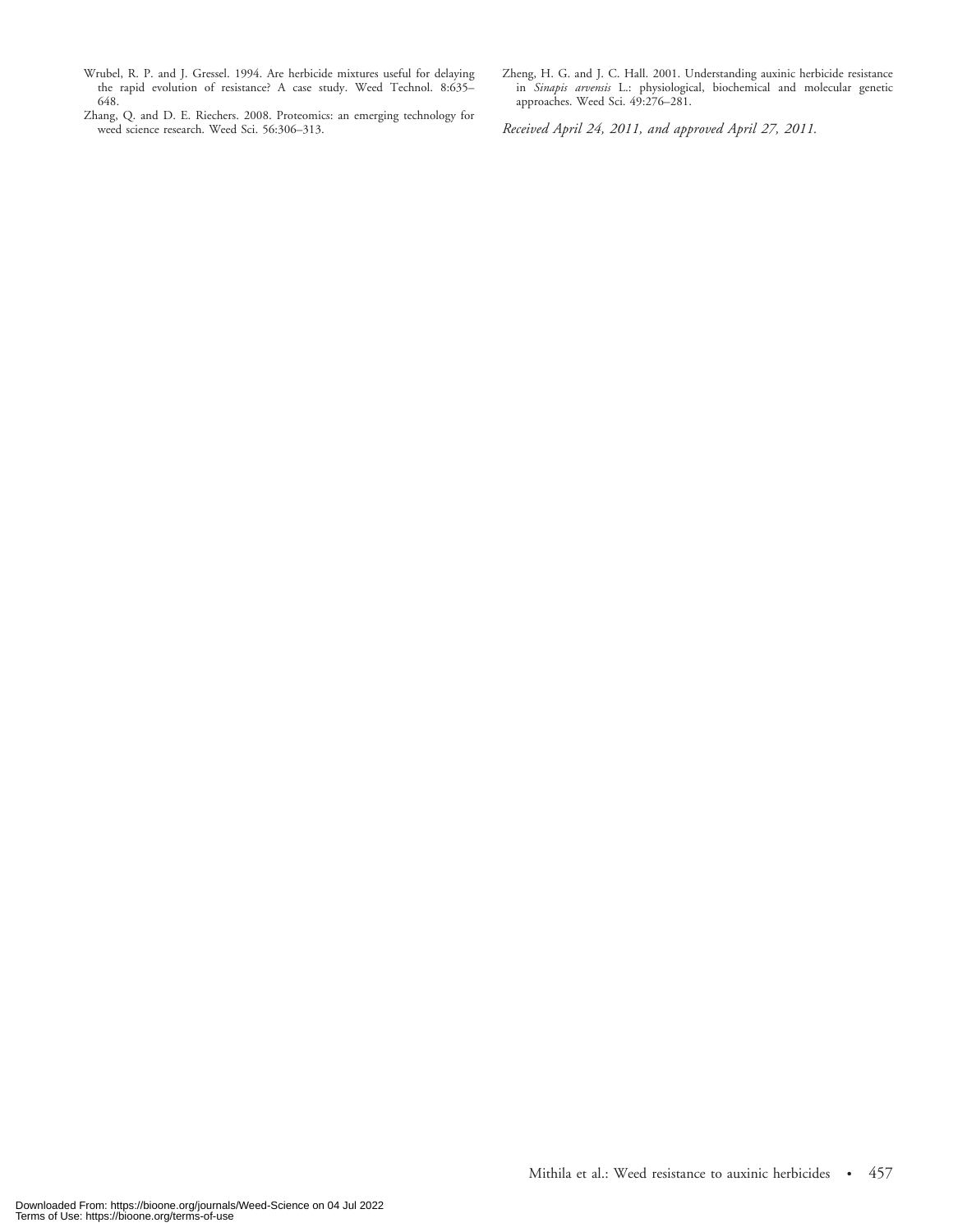Wrubel, R. P. and J. Gressel. 1994. Are herbicide mixtures useful for delaying the rapid evolution of resistance? A case study. Weed Technol. 8:635–648.

Zhang, Q. and D. E. Riechers. 2008. Proteomics: an emerging technology for weed science research. Weed Sci. 56:306–313.

Zheng, H. G. and J. C. Hall. 2001. Understanding auxinic herbicide resistance in *Sinapis arvensis* L.: physiological, biochemical and molecular genetic approaches. Weed Sci. 49:276–281.

*Received April 24, 2011, and approved April 27, 2011.*